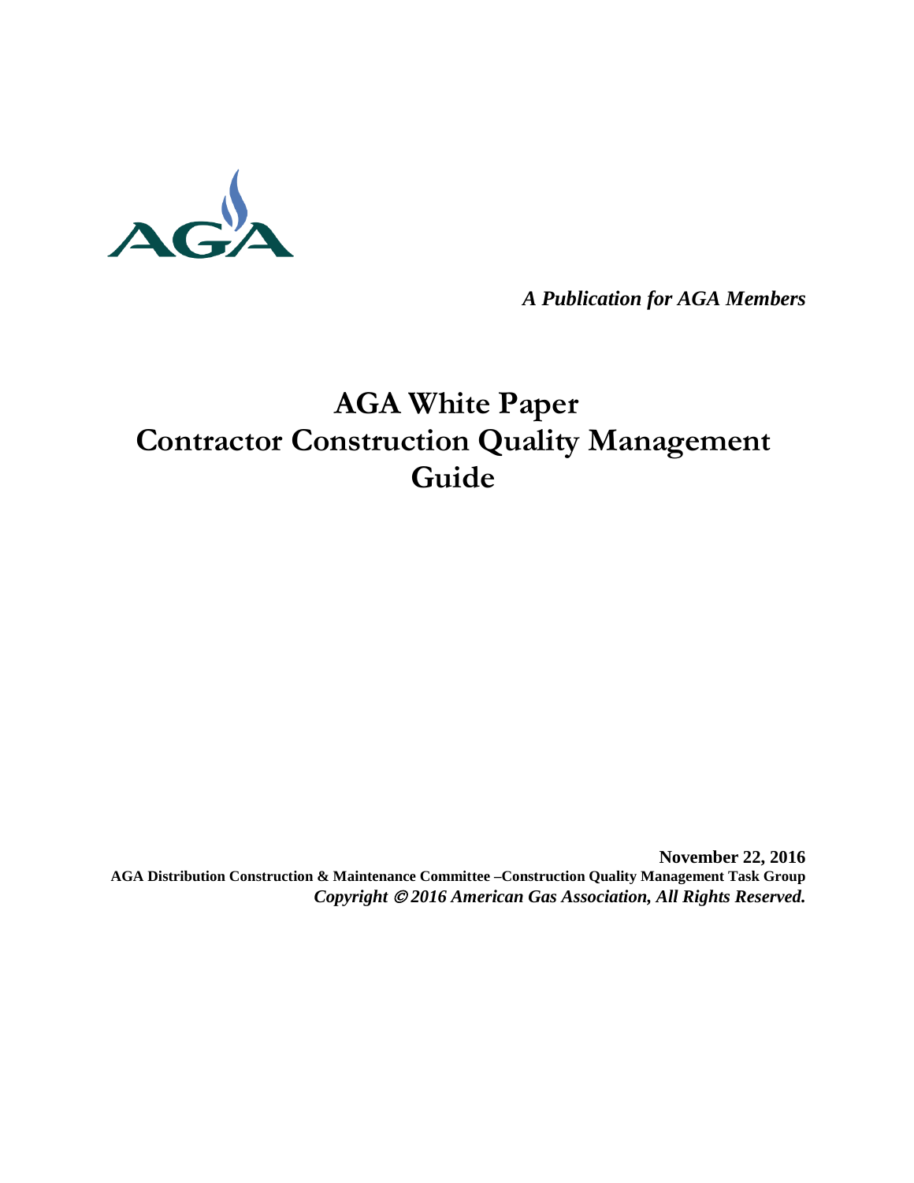*A Publication for AGA Members*

# AGA White Paper
# Contractor Construction Quality Management Guide

**November 22, 2016**

**AGA Distribution Construction & Maintenance Committee –Construction Quality Management Task Group**

***Copyright © 2016 American Gas Association, All Rights Reserved.***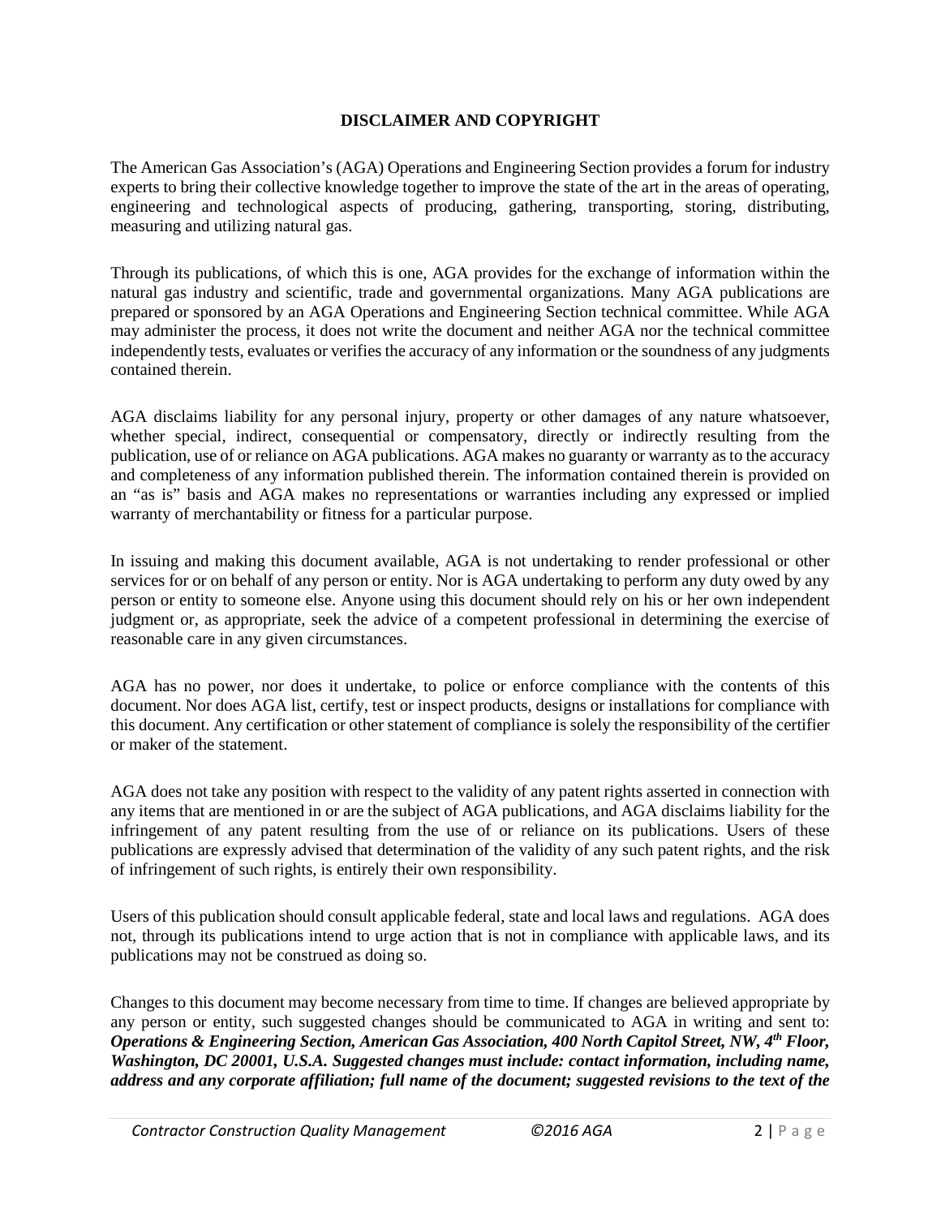## DISCLAIMER AND COPYRIGHT

The American Gas Association's (AGA) Operations and Engineering Section provides a forum for industry experts to bring their collective knowledge together to improve the state of the art in the areas of operating, engineering and technological aspects of producing, gathering, transporting, storing, distributing, measuring and utilizing natural gas.

Through its publications, of which this is one, AGA provides for the exchange of information within the natural gas industry and scientific, trade and governmental organizations. Many AGA publications are prepared or sponsored by an AGA Operations and Engineering Section technical committee. While AGA may administer the process, it does not write the document and neither AGA nor the technical committee independently tests, evaluates or verifies the accuracy of any information or the soundness of any judgments contained therein.

AGA disclaims liability for any personal injury, property or other damages of any nature whatsoever, whether special, indirect, consequential or compensatory, directly or indirectly resulting from the publication, use of or reliance on AGA publications. AGA makes no guaranty or warranty as to the accuracy and completeness of any information published therein. The information contained therein is provided on an "as is" basis and AGA makes no representations or warranties including any expressed or implied warranty of merchantability or fitness for a particular purpose.

In issuing and making this document available, AGA is not undertaking to render professional or other services for or on behalf of any person or entity. Nor is AGA undertaking to perform any duty owed by any person or entity to someone else. Anyone using this document should rely on his or her own independent judgment or, as appropriate, seek the advice of a competent professional in determining the exercise of reasonable care in any given circumstances.

AGA has no power, nor does it undertake, to police or enforce compliance with the contents of this document. Nor does AGA list, certify, test or inspect products, designs or installations for compliance with this document. Any certification or other statement of compliance is solely the responsibility of the certifier or maker of the statement.

AGA does not take any position with respect to the validity of any patent rights asserted in connection with any items that are mentioned in or are the subject of AGA publications, and AGA disclaims liability for the infringement of any patent resulting from the use of or reliance on its publications. Users of these publications are expressly advised that determination of the validity of any such patent rights, and the risk of infringement of such rights, is entirely their own responsibility.

Users of this publication should consult applicable federal, state and local laws and regulations. AGA does not, through its publications intend to urge action that is not in compliance with applicable laws, and its publications may not be construed as doing so.

Changes to this document may become necessary from time to time. If changes are believed appropriate by any person or entity, such suggested changes should be communicated to AGA in writing and sent to: ***Operations & Engineering Section, American Gas Association, 400 North Capitol Street, NW, 4th Floor, Washington, DC 20001, U.S.A. Suggested changes must include: contact information, including name, address and any corporate affiliation; full name of the document; suggested revisions to the text of the***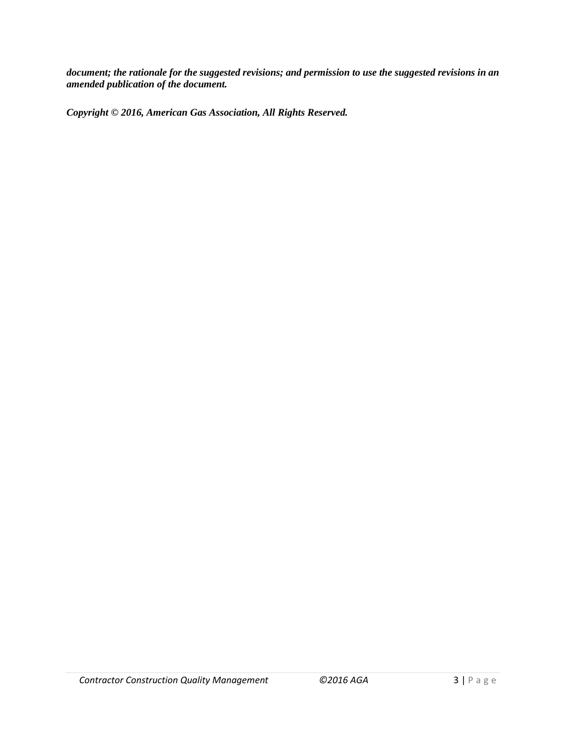***document; the rationale for the suggested revisions; and permission to use the suggested revisions in an amended publication of the document.***

***Copyright © 2016, American Gas Association, All Rights Reserved.***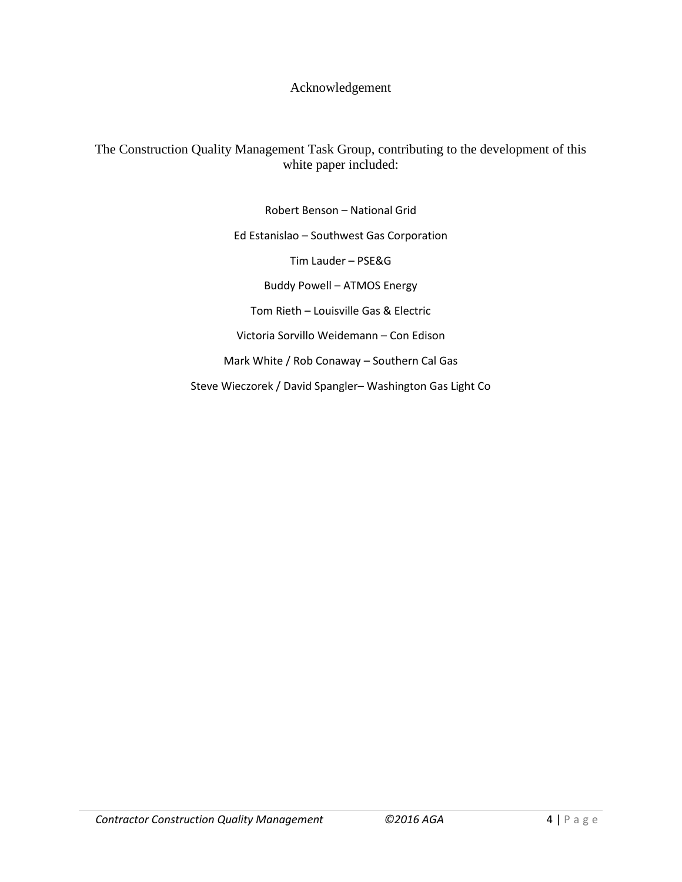# Acknowledgement

The Construction Quality Management Task Group, contributing to the development of this white paper included:

Robert Benson – National Grid

Ed Estanislao – Southwest Gas Corporation

Tim Lauder – PSE&G

Buddy Powell – ATMOS Energy

Tom Rieth – Louisville Gas & Electric

Victoria Sorvillo Weidemann – Con Edison

Mark White / Rob Conaway – Southern Cal Gas

Steve Wieczorek / David Spangler– Washington Gas Light Co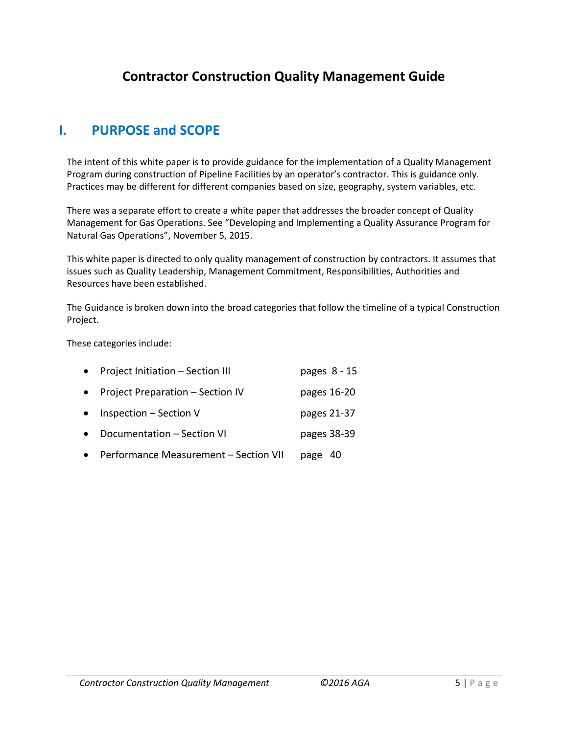# Contractor Construction Quality Management Guide

## I. PURPOSE and SCOPE

The intent of this white paper is to provide guidance for the implementation of a Quality Management Program during construction of Pipeline Facilities by an operator's contractor. This is guidance only. Practices may be different for different companies based on size, geography, system variables, etc.

There was a separate effort to create a white paper that addresses the broader concept of Quality Management for Gas Operations. See "Developing and Implementing a Quality Assurance Program for Natural Gas Operations", November 5, 2015.

This white paper is directed to only quality management of construction by contractors. It assumes that issues such as Quality Leadership, Management Commitment, Responsibilities, Authorities and Resources have been established.

The Guidance is broken down into the broad categories that follow the timeline of a typical Construction Project.

These categories include:

- Project Initiation – Section III pages 8 - 15
- Project Preparation – Section IV pages 16-20
- Inspection – Section V pages 21-37
- Documentation – Section VI pages 38-39
- Performance Measurement – Section VII page 40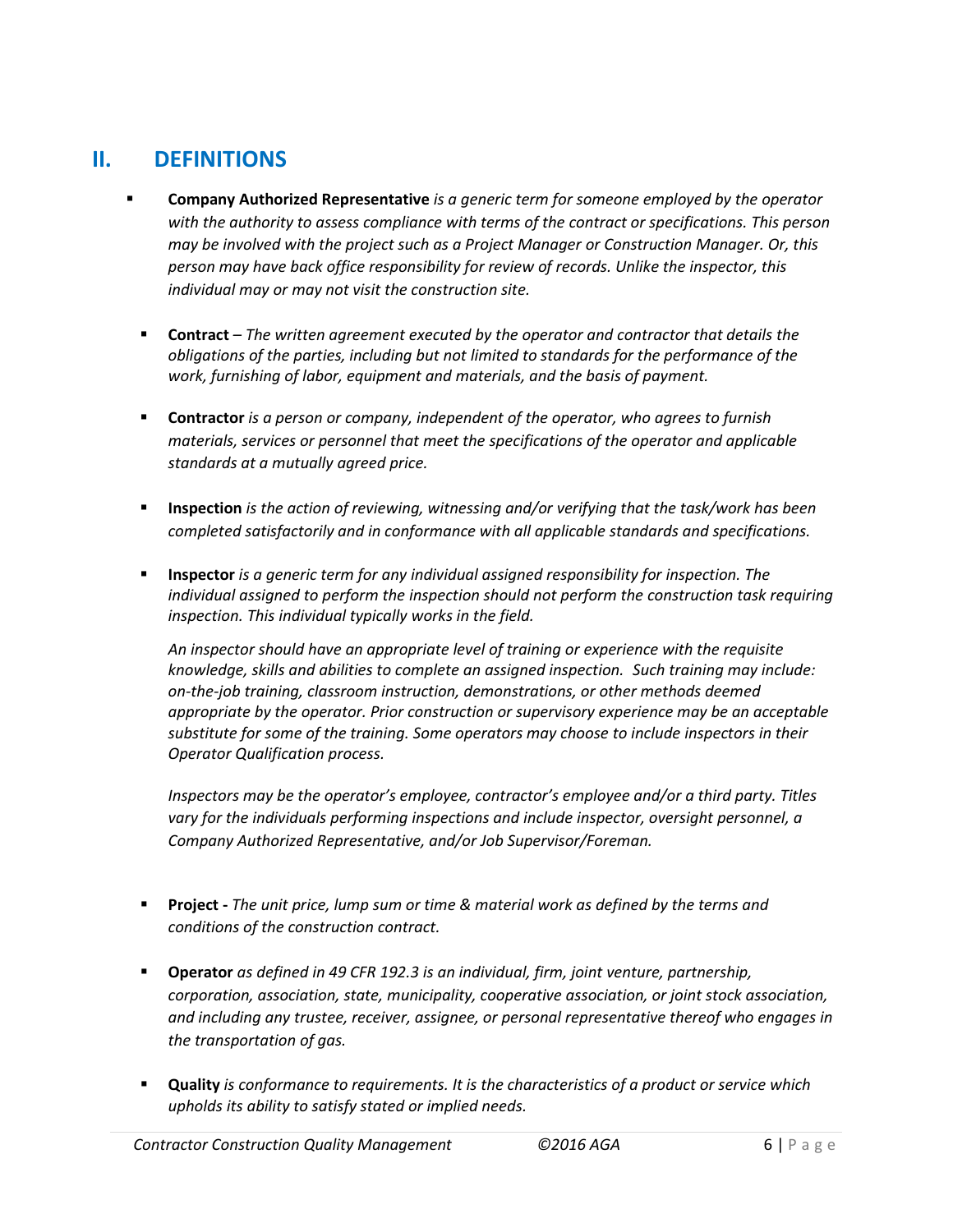## II. DEFINITIONS

- **Company Authorized Representative** *is a generic term for someone employed by the operator with the authority to assess compliance with terms of the contract or specifications. This person may be involved with the project such as a Project Manager or Construction Manager. Or, this person may have back office responsibility for review of records. Unlike the inspector, this individual may or may not visit the construction site.*

- **Contract** – *The written agreement executed by the operator and contractor that details the obligations of the parties, including but not limited to standards for the performance of the work, furnishing of labor, equipment and materials, and the basis of payment.*

- **Contractor** *is a person or company, independent of the operator, who agrees to furnish materials, services or personnel that meet the specifications of the operator and applicable standards at a mutually agreed price.*

- **Inspection** *is the action of reviewing, witnessing and/or verifying that the task/work has been completed satisfactorily and in conformance with all applicable standards and specifications.*

- **Inspector** *is a generic term for any individual assigned responsibility for inspection. The individual assigned to perform the inspection should not perform the construction task requiring inspection. This individual typically works in the field.*

  *An inspector should have an appropriate level of training or experience with the requisite knowledge, skills and abilities to complete an assigned inspection. Such training may include: on-the-job training, classroom instruction, demonstrations, or other methods deemed appropriate by the operator. Prior construction or supervisory experience may be an acceptable substitute for some of the training. Some operators may choose to include inspectors in their Operator Qualification process.*

  *Inspectors may be the operator's employee, contractor's employee and/or a third party. Titles vary for the individuals performing inspections and include inspector, oversight personnel, a Company Authorized Representative, and/or Job Supervisor/Foreman.*

- **Project -** *The unit price, lump sum or time & material work as defined by the terms and conditions of the construction contract.*

- **Operator** *as defined in 49 CFR 192.3 is an individual, firm, joint venture, partnership, corporation, association, state, municipality, cooperative association, or joint stock association, and including any trustee, receiver, assignee, or personal representative thereof who engages in the transportation of gas.*

- **Quality** *is conformance to requirements. It is the characteristics of a product or service which upholds its ability to satisfy stated or implied needs.*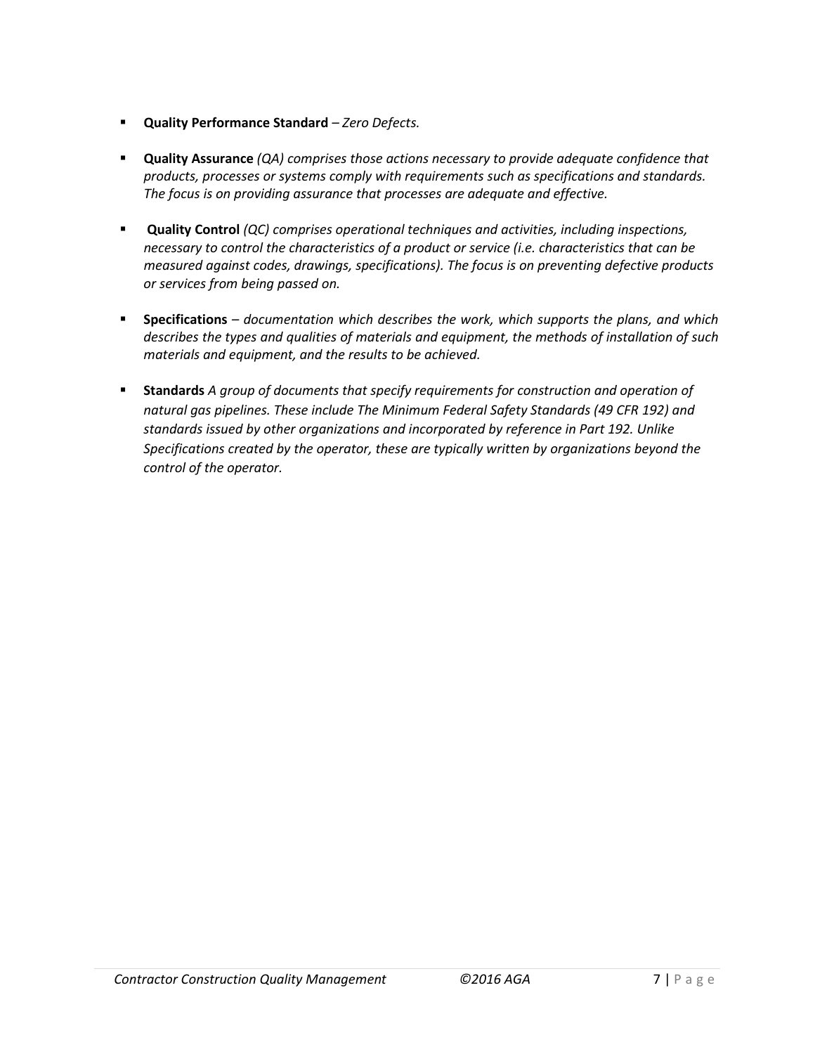- **Quality Performance Standard** – *Zero Defects.*

- **Quality Assurance** *(QA) comprises those actions necessary to provide adequate confidence that products, processes or systems comply with requirements such as specifications and standards. The focus is on providing assurance that processes are adequate and effective.*

- **Quality Control** *(QC) comprises operational techniques and activities, including inspections, necessary to control the characteristics of a product or service (i.e. characteristics that can be measured against codes, drawings, specifications). The focus is on preventing defective products or services from being passed on.*

- **Specifications** – *documentation which describes the work, which supports the plans, and which describes the types and qualities of materials and equipment, the methods of installation of such materials and equipment, and the results to be achieved.*

- **Standards** *A group of documents that specify requirements for construction and operation of natural gas pipelines. These include The Minimum Federal Safety Standards (49 CFR 192) and standards issued by other organizations and incorporated by reference in Part 192. Unlike Specifications created by the operator, these are typically written by organizations beyond the control of the operator.*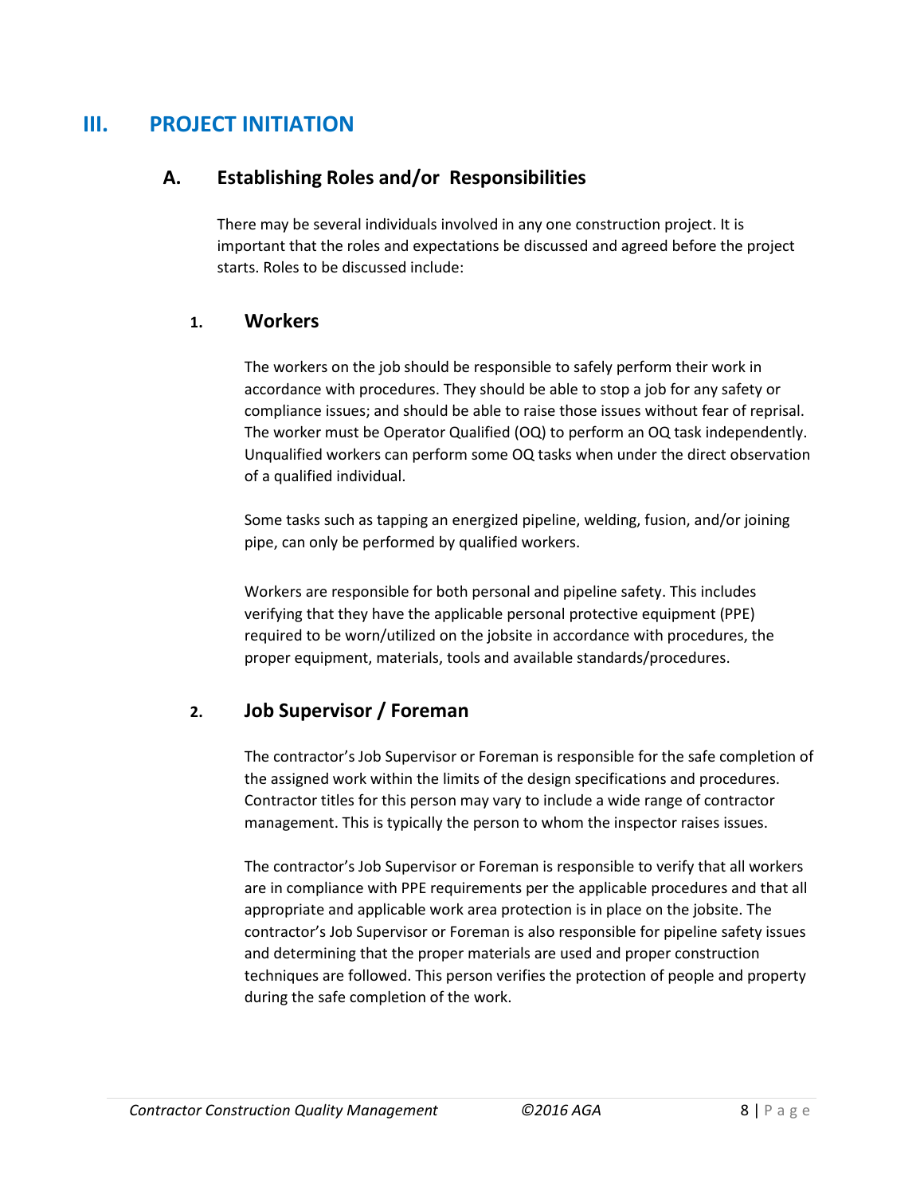# III. PROJECT INITIATION

## A. Establishing Roles and/or Responsibilities

There may be several individuals involved in any one construction project. It is important that the roles and expectations be discussed and agreed before the project starts. Roles to be discussed include:

### 1. Workers

The workers on the job should be responsible to safely perform their work in accordance with procedures. They should be able to stop a job for any safety or compliance issues; and should be able to raise those issues without fear of reprisal. The worker must be Operator Qualified (OQ) to perform an OQ task independently. Unqualified workers can perform some OQ tasks when under the direct observation of a qualified individual.

Some tasks such as tapping an energized pipeline, welding, fusion, and/or joining pipe, can only be performed by qualified workers.

Workers are responsible for both personal and pipeline safety. This includes verifying that they have the applicable personal protective equipment (PPE) required to be worn/utilized on the jobsite in accordance with procedures, the proper equipment, materials, tools and available standards/procedures.

### 2. Job Supervisor / Foreman

The contractor's Job Supervisor or Foreman is responsible for the safe completion of the assigned work within the limits of the design specifications and procedures. Contractor titles for this person may vary to include a wide range of contractor management. This is typically the person to whom the inspector raises issues.

The contractor's Job Supervisor or Foreman is responsible to verify that all workers are in compliance with PPE requirements per the applicable procedures and that all appropriate and applicable work area protection is in place on the jobsite. The contractor's Job Supervisor or Foreman is also responsible for pipeline safety issues and determining that the proper materials are used and proper construction techniques are followed. This person verifies the protection of people and property during the safe completion of the work.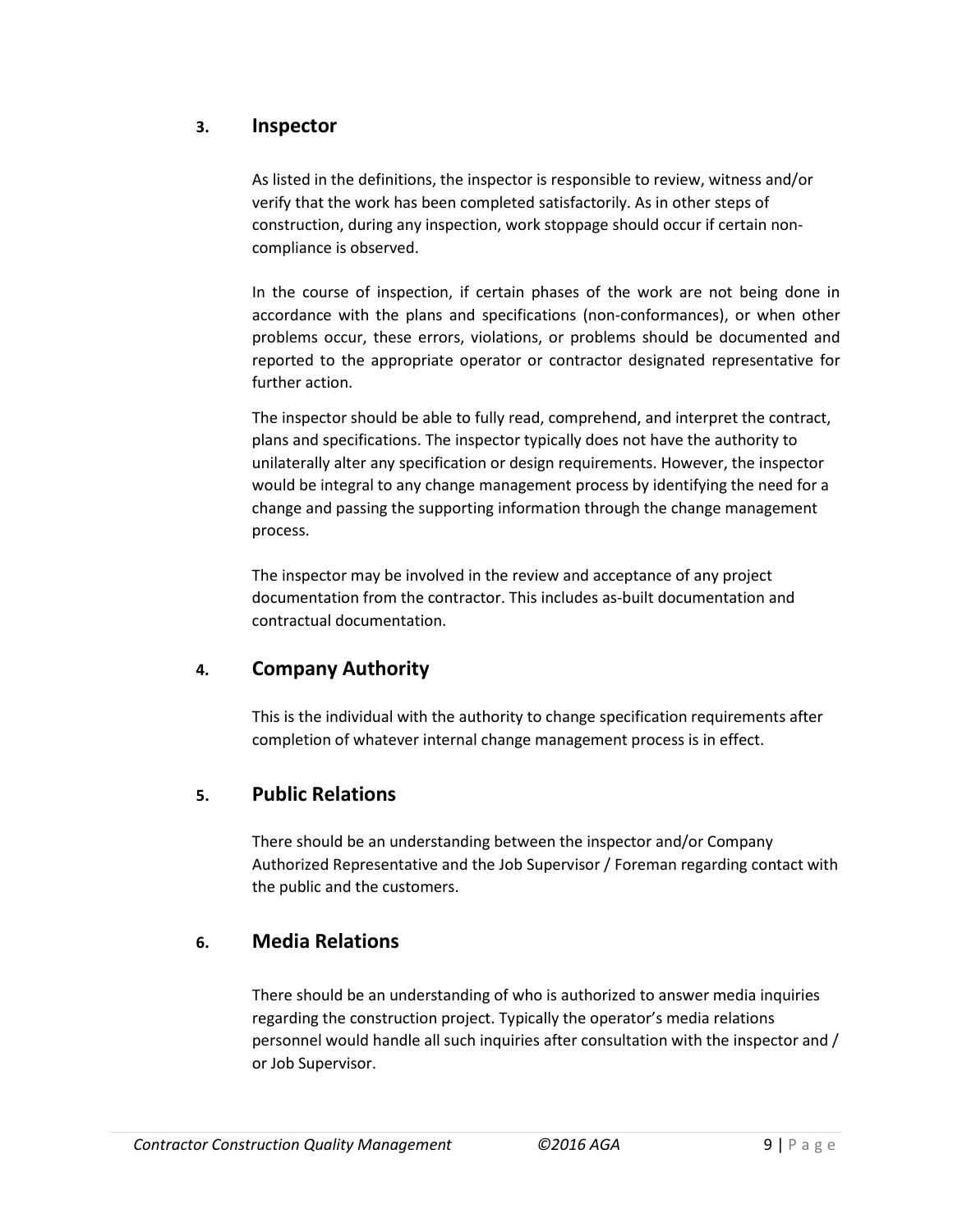## 3. Inspector

As listed in the definitions, the inspector is responsible to review, witness and/or verify that the work has been completed satisfactorily. As in other steps of construction, during any inspection, work stoppage should occur if certain non-compliance is observed.

In the course of inspection, if certain phases of the work are not being done in accordance with the plans and specifications (non-conformances), or when other problems occur, these errors, violations, or problems should be documented and reported to the appropriate operator or contractor designated representative for further action.

The inspector should be able to fully read, comprehend, and interpret the contract, plans and specifications. The inspector typically does not have the authority to unilaterally alter any specification or design requirements. However, the inspector would be integral to any change management process by identifying the need for a change and passing the supporting information through the change management process.

The inspector may be involved in the review and acceptance of any project documentation from the contractor. This includes as-built documentation and contractual documentation.

## 4. Company Authority

This is the individual with the authority to change specification requirements after completion of whatever internal change management process is in effect.

## 5. Public Relations

There should be an understanding between the inspector and/or Company Authorized Representative and the Job Supervisor / Foreman regarding contact with the public and the customers.

## 6. Media Relations

There should be an understanding of who is authorized to answer media inquiries regarding the construction project. Typically the operator's media relations personnel would handle all such inquiries after consultation with the inspector and / or Job Supervisor.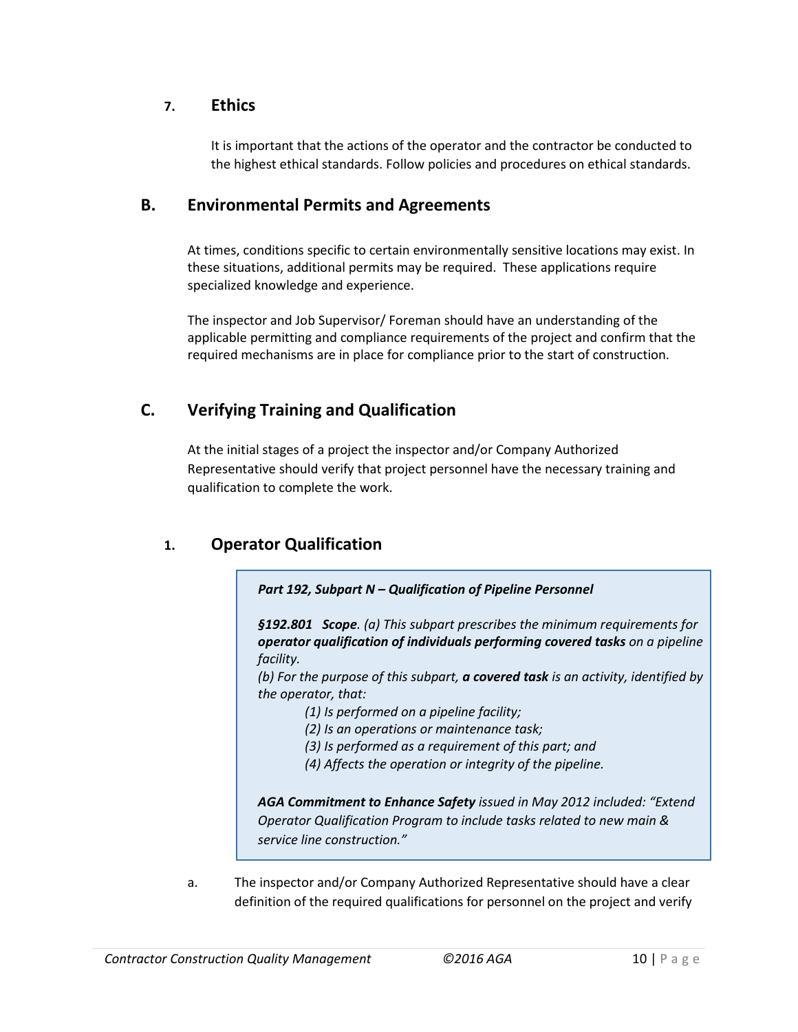### 7. Ethics

It is important that the actions of the operator and the contractor be conducted to the highest ethical standards. Follow policies and procedures on ethical standards.

## B. Environmental Permits and Agreements

At times, conditions specific to certain environmentally sensitive locations may exist. In these situations, additional permits may be required. These applications require specialized knowledge and experience.

The inspector and Job Supervisor/ Foreman should have an understanding of the applicable permitting and compliance requirements of the project and confirm that the required mechanisms are in place for compliance prior to the start of construction.

## C. Verifying Training and Qualification

At the initial stages of a project the inspector and/or Company Authorized Representative should verify that project personnel have the necessary training and qualification to complete the work.

### 1. Operator Qualification

> ***Part 192, Subpart N – Qualification of Pipeline Personnel***
>
> ***§192.801 Scope****. (a) This subpart prescribes the minimum requirements for* ***operator qualification of individuals performing covered tasks*** *on a pipeline facility.*
> *(b) For the purpose of this subpart,* ***a covered task*** *is an activity, identified by the operator, that:*
> *(1) Is performed on a pipeline facility;*
> *(2) Is an operations or maintenance task;*
> *(3) Is performed as a requirement of this part; and*
> *(4) Affects the operation or integrity of the pipeline.*
>
> ***AGA Commitment to Enhance Safety*** *issued in May 2012 included: "Extend Operator Qualification Program to include tasks related to new main & service line construction."*

a. The inspector and/or Company Authorized Representative should have a clear definition of the required qualifications for personnel on the project and verify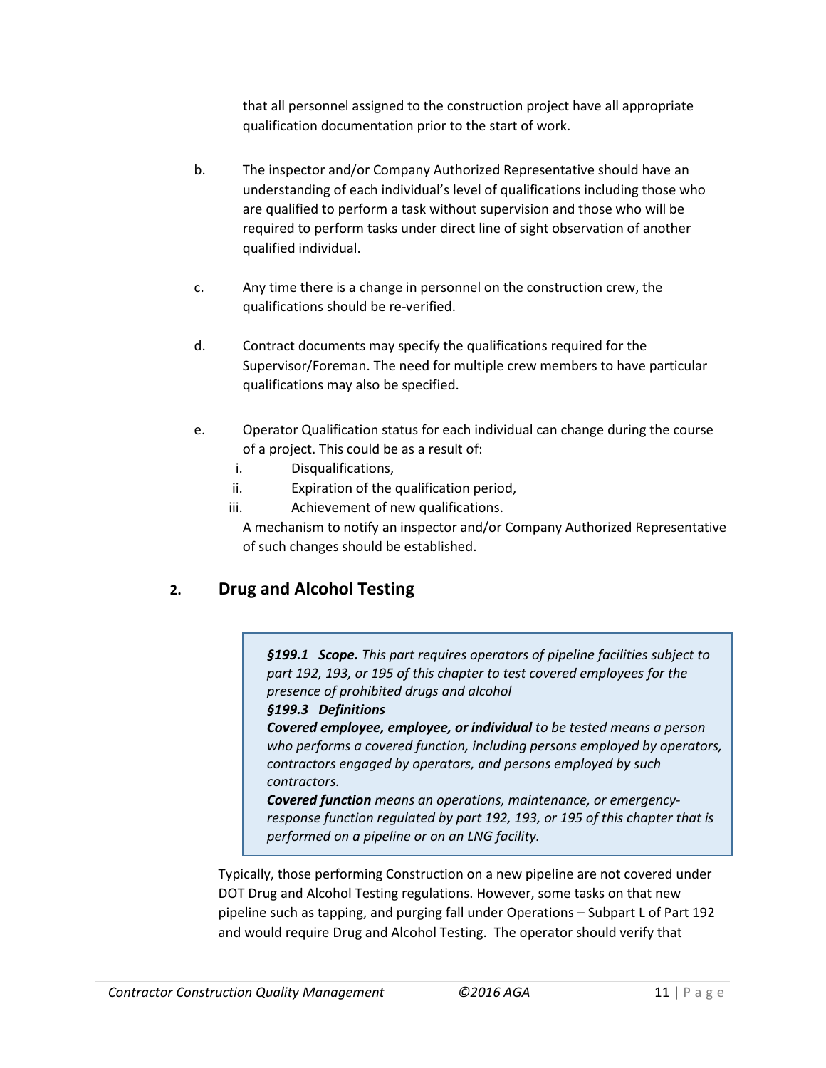that all personnel assigned to the construction project have all appropriate qualification documentation prior to the start of work.

b. The inspector and/or Company Authorized Representative should have an understanding of each individual's level of qualifications including those who are qualified to perform a task without supervision and those who will be required to perform tasks under direct line of sight observation of another qualified individual.

c. Any time there is a change in personnel on the construction crew, the qualifications should be re-verified.

d. Contract documents may specify the qualifications required for the Supervisor/Foreman. The need for multiple crew members to have particular qualifications may also be specified.

e. Operator Qualification status for each individual can change during the course of a project. This could be as a result of:
   i. Disqualifications,
   ii. Expiration of the qualification period,
   iii. Achievement of new qualifications.

   A mechanism to notify an inspector and/or Company Authorized Representative of such changes should be established.

## 2. Drug and Alcohol Testing

> ***§199.1 Scope.*** *This part requires operators of pipeline facilities subject to part 192, 193, or 195 of this chapter to test covered employees for the presence of prohibited drugs and alcohol*
>
> ***§199.3 Definitions***
>
> ***Covered employee, employee, or individual*** *to be tested means a person who performs a covered function, including persons employed by operators, contractors engaged by operators, and persons employed by such contractors.*
>
> ***Covered function*** *means an operations, maintenance, or emergency-response function regulated by part 192, 193, or 195 of this chapter that is performed on a pipeline or on an LNG facility.*

Typically, those performing Construction on a new pipeline are not covered under DOT Drug and Alcohol Testing regulations. However, some tasks on that new pipeline such as tapping, and purging fall under Operations – Subpart L of Part 192 and would require Drug and Alcohol Testing. The operator should verify that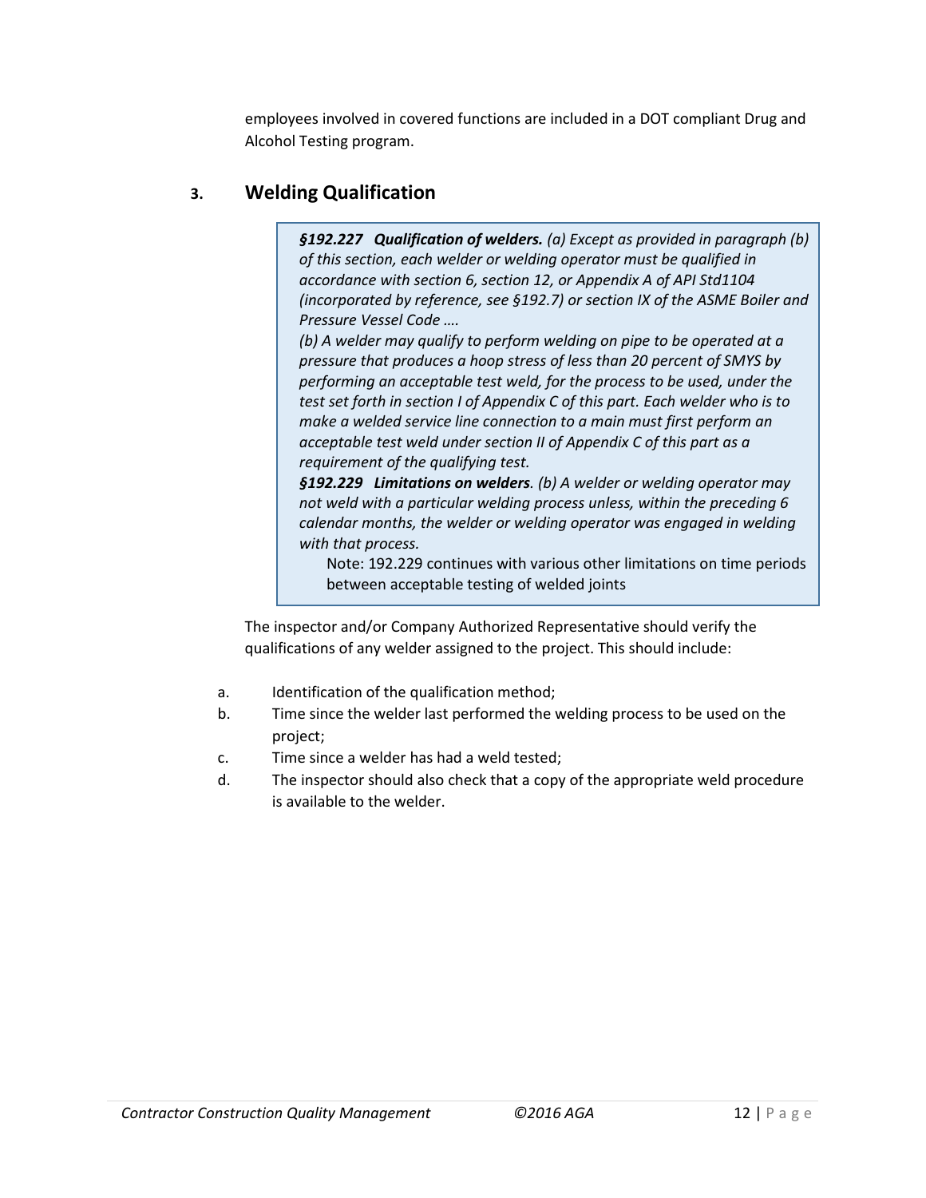employees involved in covered functions are included in a DOT compliant Drug and Alcohol Testing program.

## 3. Welding Qualification

> ***§192.227 Qualification of welders.*** *(a) Except as provided in paragraph (b) of this section, each welder or welding operator must be qualified in accordance with section 6, section 12, or Appendix A of API Std1104 (incorporated by reference, see §192.7) or section IX of the ASME Boiler and Pressure Vessel Code ….*
>
> *(b) A welder may qualify to perform welding on pipe to be operated at a pressure that produces a hoop stress of less than 20 percent of SMYS by performing an acceptable test weld, for the process to be used, under the test set forth in section I of Appendix C of this part. Each welder who is to make a welded service line connection to a main must first perform an acceptable test weld under section II of Appendix C of this part as a requirement of the qualifying test.*
>
> ***§192.229 Limitations on welders****. (b) A welder or welding operator may not weld with a particular welding process unless, within the preceding 6 calendar months, the welder or welding operator was engaged in welding with that process.*
>
> Note: 192.229 continues with various other limitations on time periods between acceptable testing of welded joints

The inspector and/or Company Authorized Representative should verify the qualifications of any welder assigned to the project. This should include:

a. Identification of the qualification method;

b. Time since the welder last performed the welding process to be used on the project;

c. Time since a welder has had a weld tested;

d. The inspector should also check that a copy of the appropriate weld procedure is available to the welder.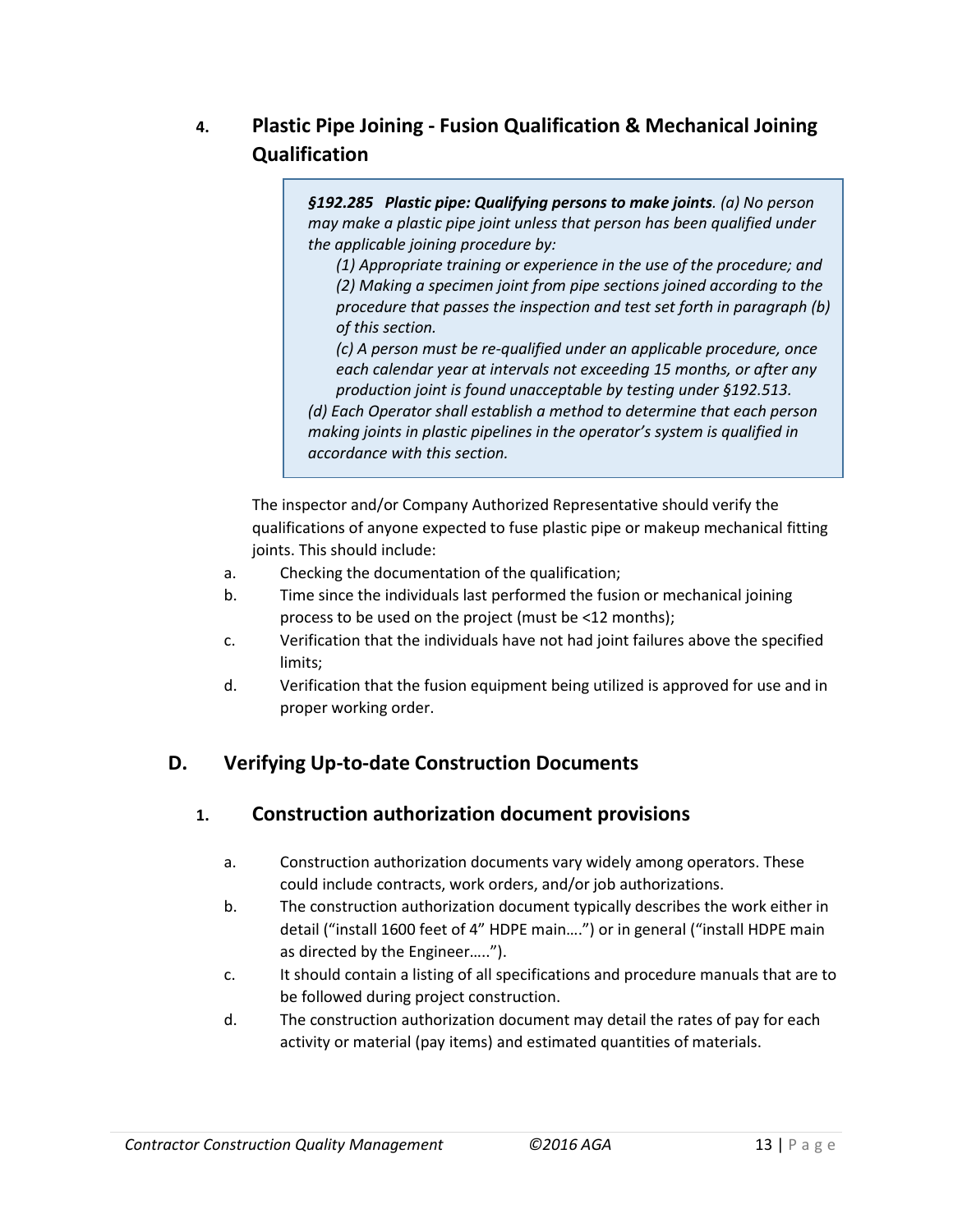### 4. Plastic Pipe Joining - Fusion Qualification & Mechanical Joining Qualification

> ***§192.285 Plastic pipe: Qualifying persons to make joints****. (a) No person may make a plastic pipe joint unless that person has been qualified under the applicable joining procedure by:*
>
> *(1) Appropriate training or experience in the use of the procedure; and*
>
> *(2) Making a specimen joint from pipe sections joined according to the procedure that passes the inspection and test set forth in paragraph (b) of this section.*
>
> *(c) A person must be re-qualified under an applicable procedure, once each calendar year at intervals not exceeding 15 months, or after any production joint is found unacceptable by testing under §192.513.*
>
> *(d) Each Operator shall establish a method to determine that each person making joints in plastic pipelines in the operator's system is qualified in accordance with this section.*

The inspector and/or Company Authorized Representative should verify the qualifications of anyone expected to fuse plastic pipe or makeup mechanical fitting joints. This should include:

a. Checking the documentation of the qualification;
b. Time since the individuals last performed the fusion or mechanical joining process to be used on the project (must be <12 months);
c. Verification that the individuals have not had joint failures above the specified limits;
d. Verification that the fusion equipment being utilized is approved for use and in proper working order.

## D. Verifying Up-to-date Construction Documents

### 1. Construction authorization document provisions

a. Construction authorization documents vary widely among operators. These could include contracts, work orders, and/or job authorizations.
b. The construction authorization document typically describes the work either in detail ("install 1600 feet of 4" HDPE main….") or in general ("install HDPE main as directed by the Engineer…..").
c. It should contain a listing of all specifications and procedure manuals that are to be followed during project construction.
d. The construction authorization document may detail the rates of pay for each activity or material (pay items) and estimated quantities of materials.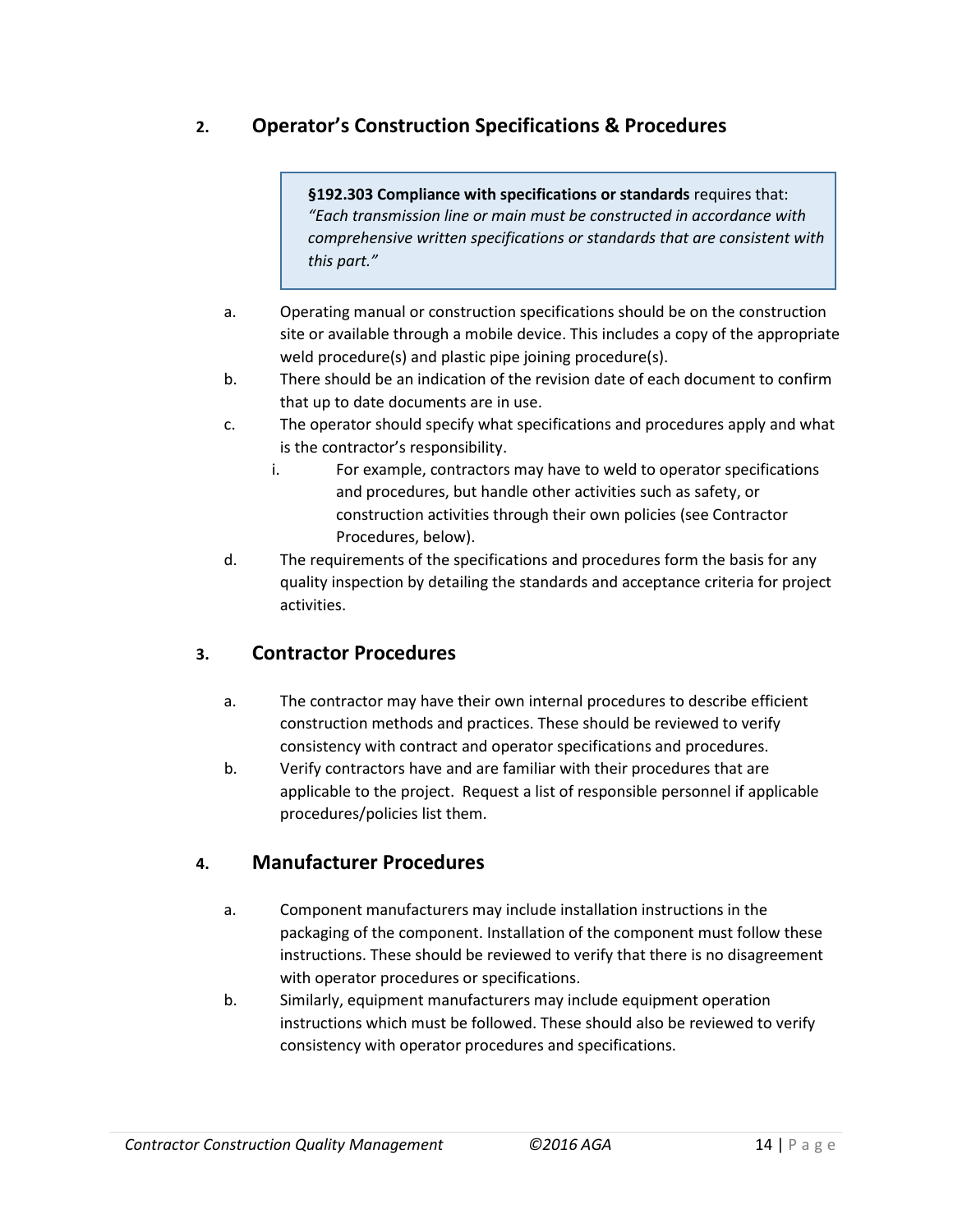## 2. Operator's Construction Specifications & Procedures

> **§192.303 Compliance with specifications or standards** requires that: *"Each transmission line or main must be constructed in accordance with comprehensive written specifications or standards that are consistent with this part."*

a. Operating manual or construction specifications should be on the construction site or available through a mobile device. This includes a copy of the appropriate weld procedure(s) and plastic pipe joining procedure(s).

b. There should be an indication of the revision date of each document to confirm that up to date documents are in use.

c. The operator should specify what specifications and procedures apply and what is the contractor's responsibility.

   i. For example, contractors may have to weld to operator specifications and procedures, but handle other activities such as safety, or construction activities through their own policies (see Contractor Procedures, below).

d. The requirements of the specifications and procedures form the basis for any quality inspection by detailing the standards and acceptance criteria for project activities.

## 3. Contractor Procedures

a. The contractor may have their own internal procedures to describe efficient construction methods and practices. These should be reviewed to verify consistency with contract and operator specifications and procedures.

b. Verify contractors have and are familiar with their procedures that are applicable to the project. Request a list of responsible personnel if applicable procedures/policies list them.

## 4. Manufacturer Procedures

a. Component manufacturers may include installation instructions in the packaging of the component. Installation of the component must follow these instructions. These should be reviewed to verify that there is no disagreement with operator procedures or specifications.

b. Similarly, equipment manufacturers may include equipment operation instructions which must be followed. These should also be reviewed to verify consistency with operator procedures and specifications.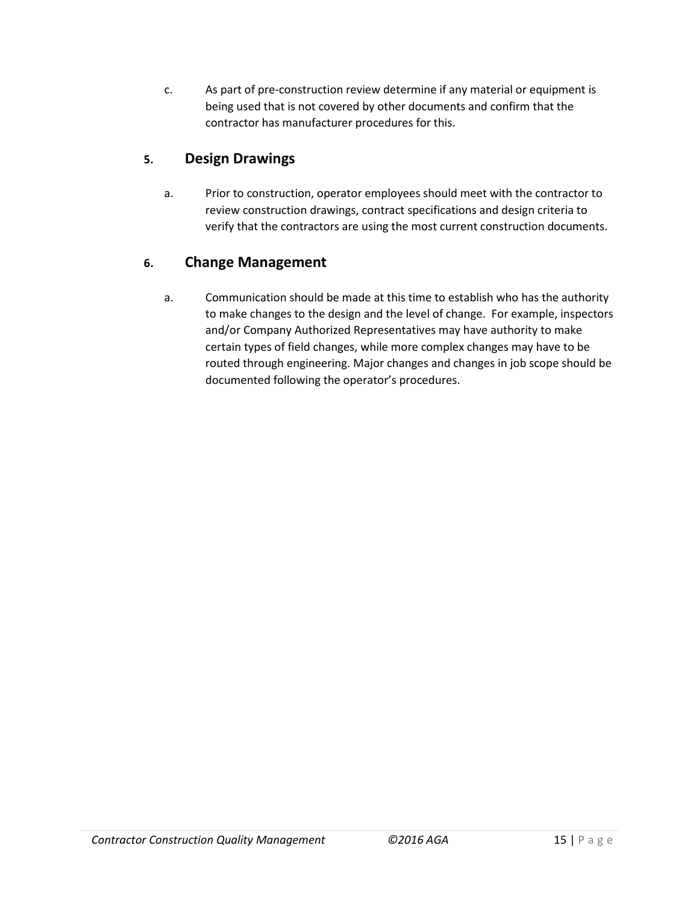c. As part of pre-construction review determine if any material or equipment is being used that is not covered by other documents and confirm that the contractor has manufacturer procedures for this.

## 5. Design Drawings

a. Prior to construction, operator employees should meet with the contractor to review construction drawings, contract specifications and design criteria to verify that the contractors are using the most current construction documents.

## 6. Change Management

a. Communication should be made at this time to establish who has the authority to make changes to the design and the level of change. For example, inspectors and/or Company Authorized Representatives may have authority to make certain types of field changes, while more complex changes may have to be routed through engineering. Major changes and changes in job scope should be documented following the operator's procedures.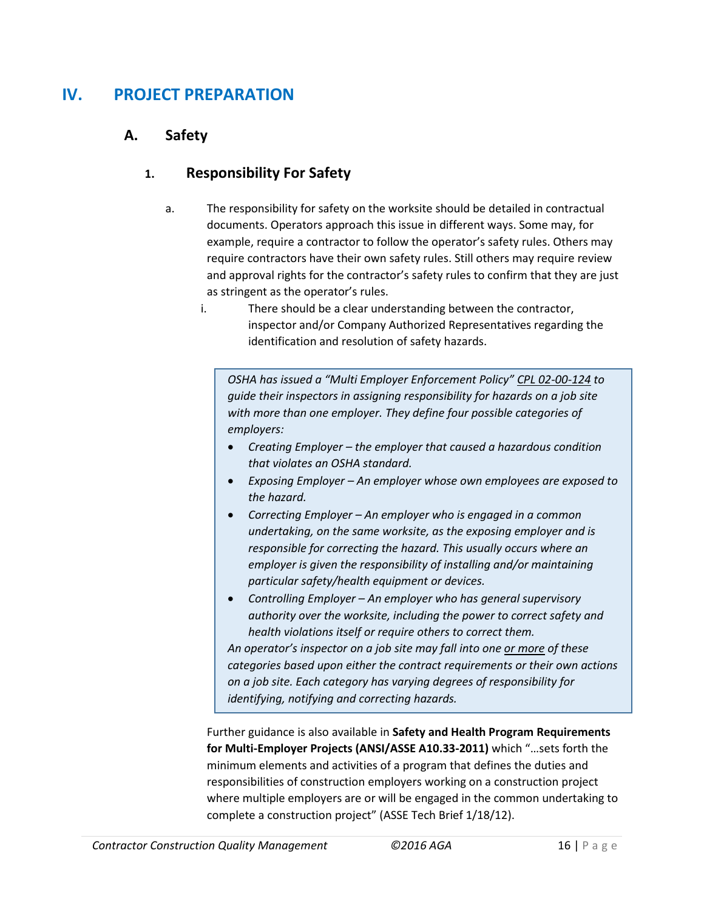# IV. PROJECT PREPARATION

## A. Safety

### 1. Responsibility For Safety

a. The responsibility for safety on the worksite should be detailed in contractual documents. Operators approach this issue in different ways. Some may, for example, require a contractor to follow the operator's safety rules. Others may require contractors have their own safety rules. Still others may require review and approval rights for the contractor's safety rules to confirm that they are just as stringent as the operator's rules.

   i. There should be a clear understanding between the contractor, inspector and/or Company Authorized Representatives regarding the identification and resolution of safety hazards.

> *OSHA has issued a "Multi Employer Enforcement Policy" CPL 02-00-124 to guide their inspectors in assigning responsibility for hazards on a job site with more than one employer. They define four possible categories of employers:*
>
> - *Creating Employer – the employer that caused a hazardous condition that violates an OSHA standard.*
> - *Exposing Employer – An employer whose own employees are exposed to the hazard.*
> - *Correcting Employer – An employer who is engaged in a common undertaking, on the same worksite, as the exposing employer and is responsible for correcting the hazard. This usually occurs where an employer is given the responsibility of installing and/or maintaining particular safety/health equipment or devices.*
> - *Controlling Employer – An employer who has general supervisory authority over the worksite, including the power to correct safety and health violations itself or require others to correct them.*
>
> *An operator's inspector on a job site may fall into one or more of these categories based upon either the contract requirements or their own actions on a job site. Each category has varying degrees of responsibility for identifying, notifying and correcting hazards.*

Further guidance is also available in **Safety and Health Program Requirements for Multi-Employer Projects (ANSI/ASSE A10.33-2011)** which "…sets forth the minimum elements and activities of a program that defines the duties and responsibilities of construction employers working on a construction project where multiple employers are or will be engaged in the common undertaking to complete a construction project" (ASSE Tech Brief 1/18/12).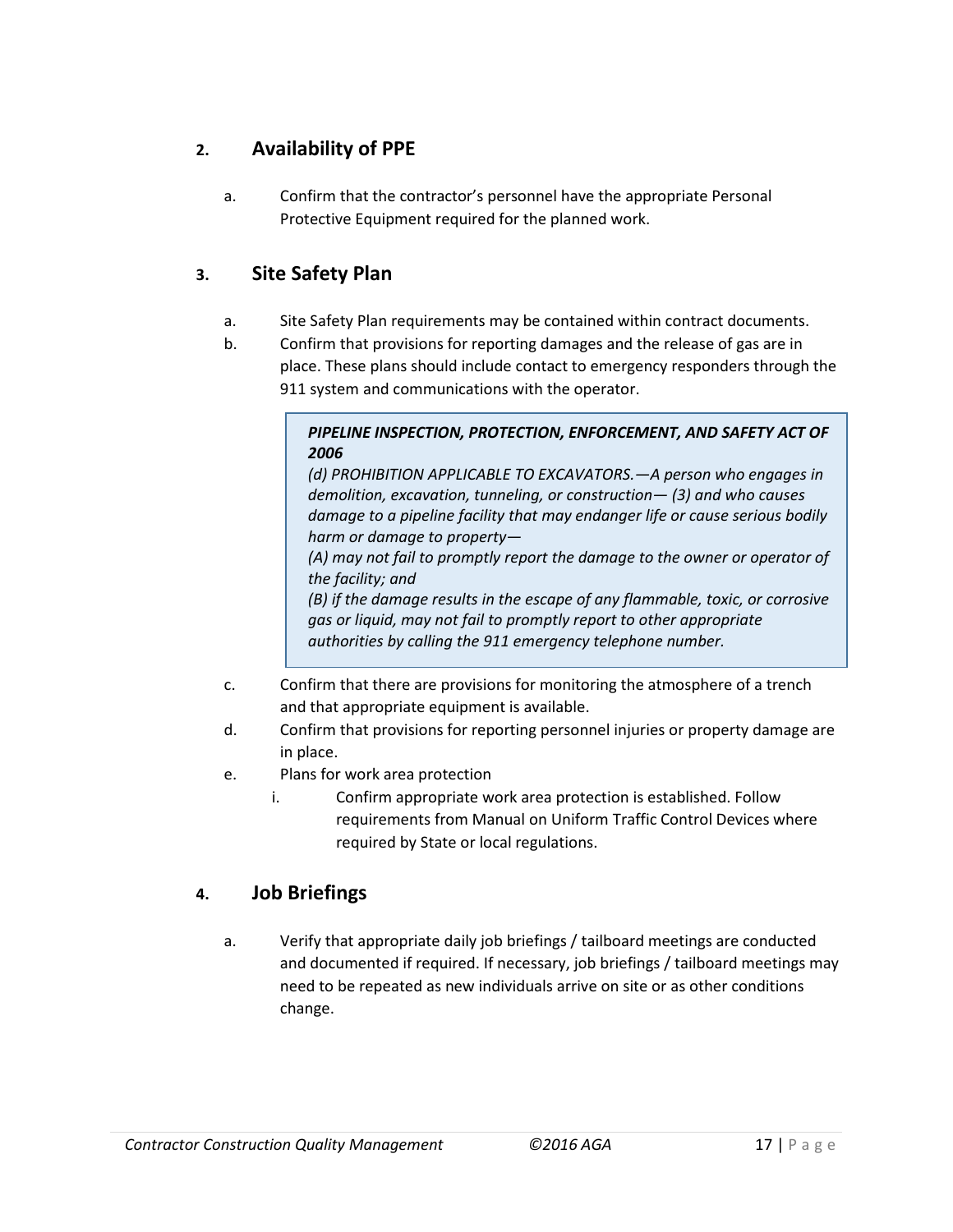## 2. Availability of PPE

a. Confirm that the contractor's personnel have the appropriate Personal Protective Equipment required for the planned work.

## 3. Site Safety Plan

a. Site Safety Plan requirements may be contained within contract documents.

b. Confirm that provisions for reporting damages and the release of gas are in place. These plans should include contact to emergency responders through the 911 system and communications with the operator.

> ***PIPELINE INSPECTION, PROTECTION, ENFORCEMENT, AND SAFETY ACT OF 2006***
>
> *(d) PROHIBITION APPLICABLE TO EXCAVATORS.—A person who engages in demolition, excavation, tunneling, or construction— (3) and who causes damage to a pipeline facility that may endanger life or cause serious bodily harm or damage to property—*
>
> *(A) may not fail to promptly report the damage to the owner or operator of the facility; and*
>
> *(B) if the damage results in the escape of any flammable, toxic, or corrosive gas or liquid, may not fail to promptly report to other appropriate authorities by calling the 911 emergency telephone number.*

c. Confirm that there are provisions for monitoring the atmosphere of a trench and that appropriate equipment is available.

d. Confirm that provisions for reporting personnel injuries or property damage are in place.

e. Plans for work area protection

   i. Confirm appropriate work area protection is established. Follow requirements from Manual on Uniform Traffic Control Devices where required by State or local regulations.

## 4. Job Briefings

a. Verify that appropriate daily job briefings / tailboard meetings are conducted and documented if required. If necessary, job briefings / tailboard meetings may need to be repeated as new individuals arrive on site or as other conditions change.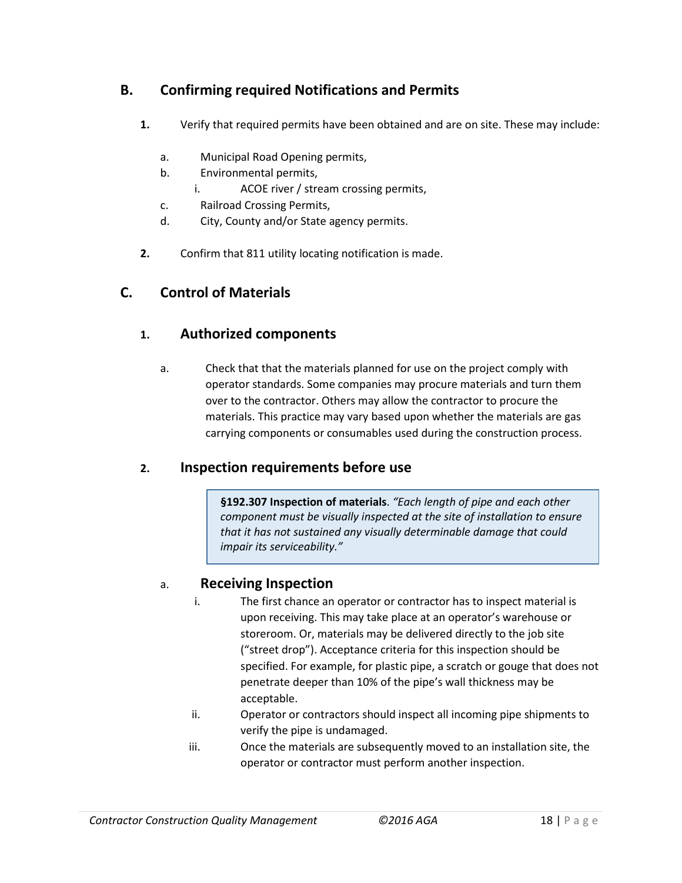## B. Confirming required Notifications and Permits

**1.** Verify that required permits have been obtained and are on site. These may include:

a. Municipal Road Opening permits,
b. Environmental permits,
   i. ACOE river / stream crossing permits,
c. Railroad Crossing Permits,
d. City, County and/or State agency permits.

**2.** Confirm that 811 utility locating notification is made.

## C. Control of Materials

### 1. Authorized components

a. Check that that the materials planned for use on the project comply with operator standards. Some companies may procure materials and turn them over to the contractor. Others may allow the contractor to procure the materials. This practice may vary based upon whether the materials are gas carrying components or consumables used during the construction process.

### 2. Inspection requirements before use

> **§192.307 Inspection of materials**. *"Each length of pipe and each other component must be visually inspected at the site of installation to ensure that it has not sustained any visually determinable damage that could impair its serviceability."*

#### a. Receiving Inspection

i. The first chance an operator or contractor has to inspect material is upon receiving. This may take place at an operator's warehouse or storeroom. Or, materials may be delivered directly to the job site ("street drop"). Acceptance criteria for this inspection should be specified. For example, for plastic pipe, a scratch or gouge that does not penetrate deeper than 10% of the pipe's wall thickness may be acceptable.

ii. Operator or contractors should inspect all incoming pipe shipments to verify the pipe is undamaged.

iii. Once the materials are subsequently moved to an installation site, the operator or contractor must perform another inspection.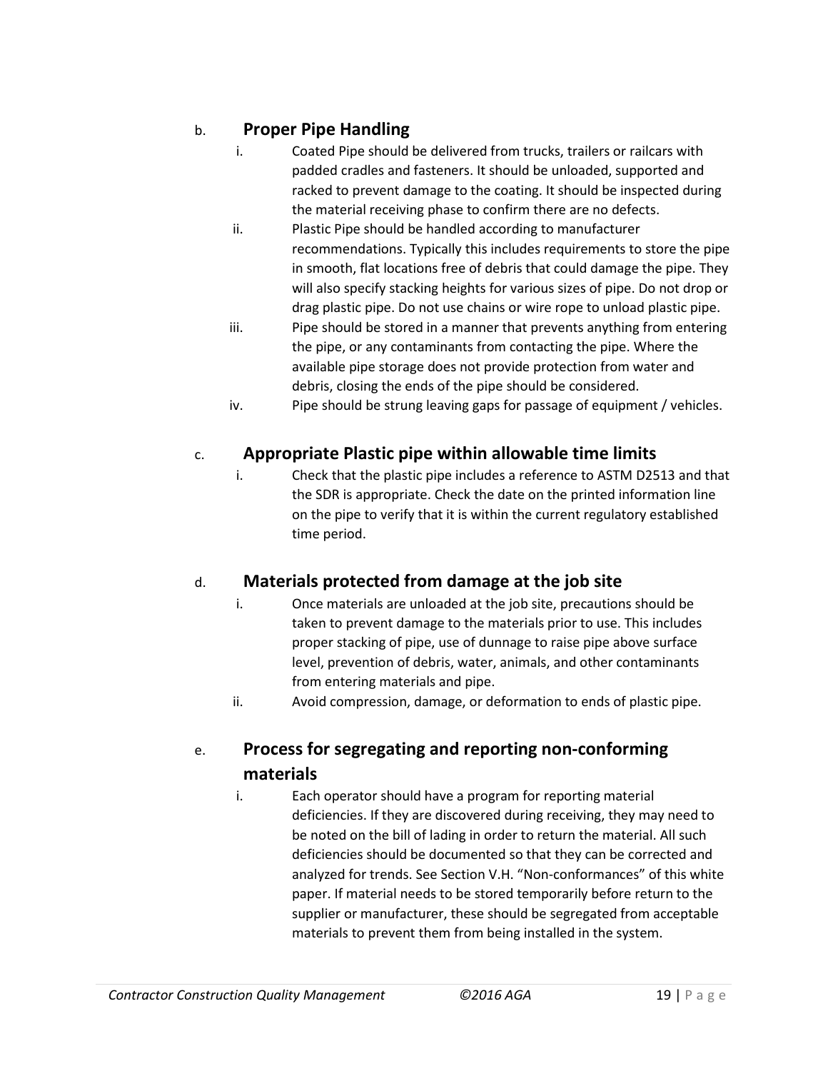b. **Proper Pipe Handling**

   i. Coated Pipe should be delivered from trucks, trailers or railcars with padded cradles and fasteners. It should be unloaded, supported and racked to prevent damage to the coating. It should be inspected during the material receiving phase to confirm there are no defects.

   ii. Plastic Pipe should be handled according to manufacturer recommendations. Typically this includes requirements to store the pipe in smooth, flat locations free of debris that could damage the pipe. They will also specify stacking heights for various sizes of pipe. Do not drop or drag plastic pipe. Do not use chains or wire rope to unload plastic pipe.

   iii. Pipe should be stored in a manner that prevents anything from entering the pipe, or any contaminants from contacting the pipe. Where the available pipe storage does not provide protection from water and debris, closing the ends of the pipe should be considered.

   iv. Pipe should be strung leaving gaps for passage of equipment / vehicles.

c. **Appropriate Plastic pipe within allowable time limits**

   i. Check that the plastic pipe includes a reference to ASTM D2513 and that the SDR is appropriate. Check the date on the printed information line on the pipe to verify that it is within the current regulatory established time period.

d. **Materials protected from damage at the job site**

   i. Once materials are unloaded at the job site, precautions should be taken to prevent damage to the materials prior to use. This includes proper stacking of pipe, use of dunnage to raise pipe above surface level, prevention of debris, water, animals, and other contaminants from entering materials and pipe.

   ii. Avoid compression, damage, or deformation to ends of plastic pipe.

e. **Process for segregating and reporting non-conforming materials**

   i. Each operator should have a program for reporting material deficiencies. If they are discovered during receiving, they may need to be noted on the bill of lading in order to return the material. All such deficiencies should be documented so that they can be corrected and analyzed for trends. See Section V.H. "Non-conformances" of this white paper. If material needs to be stored temporarily before return to the supplier or manufacturer, these should be segregated from acceptable materials to prevent them from being installed in the system.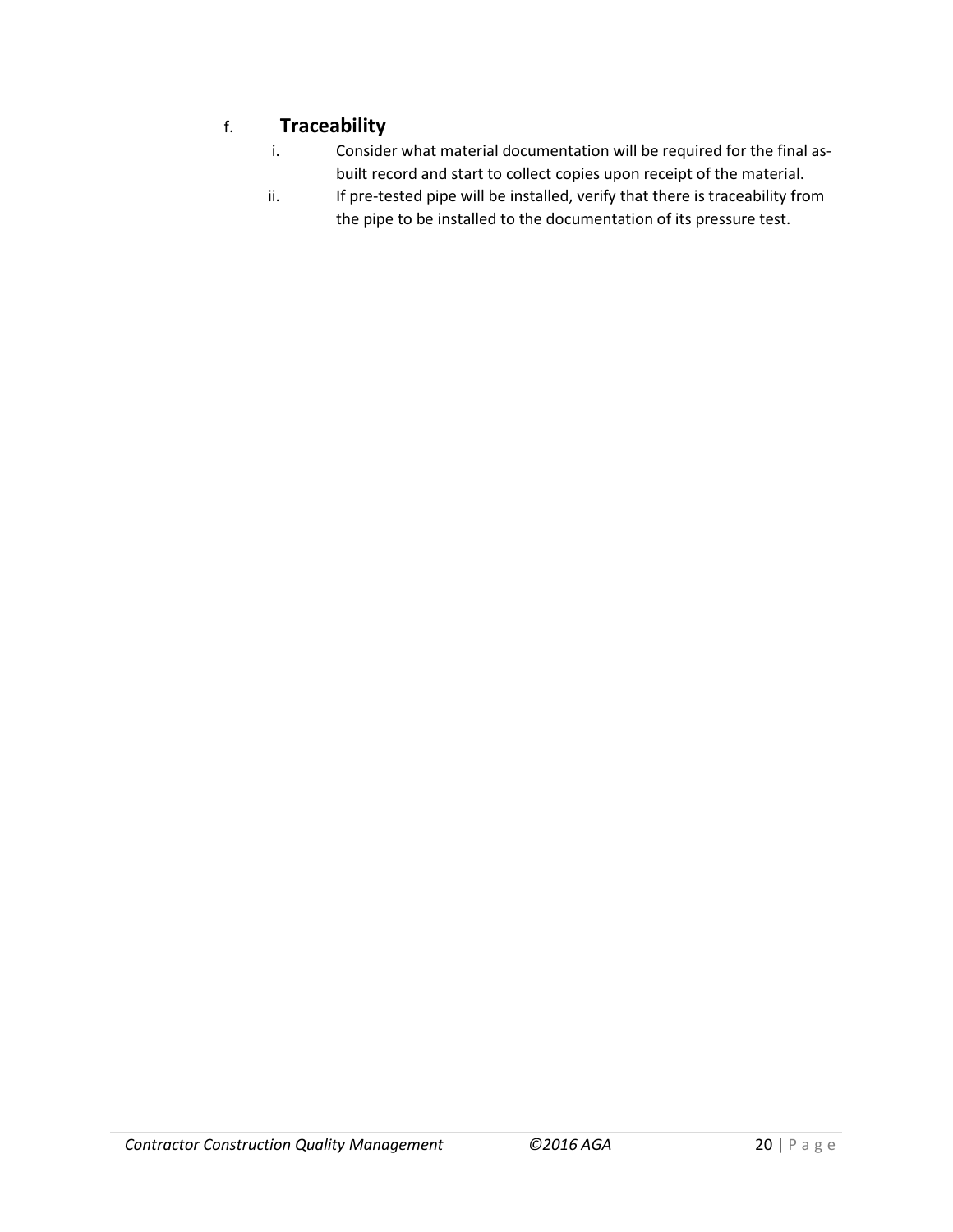f. **Traceability**

   i. Consider what material documentation will be required for the final as-built record and start to collect copies upon receipt of the material.

   ii. If pre-tested pipe will be installed, verify that there is traceability from the pipe to be installed to the documentation of its pressure test.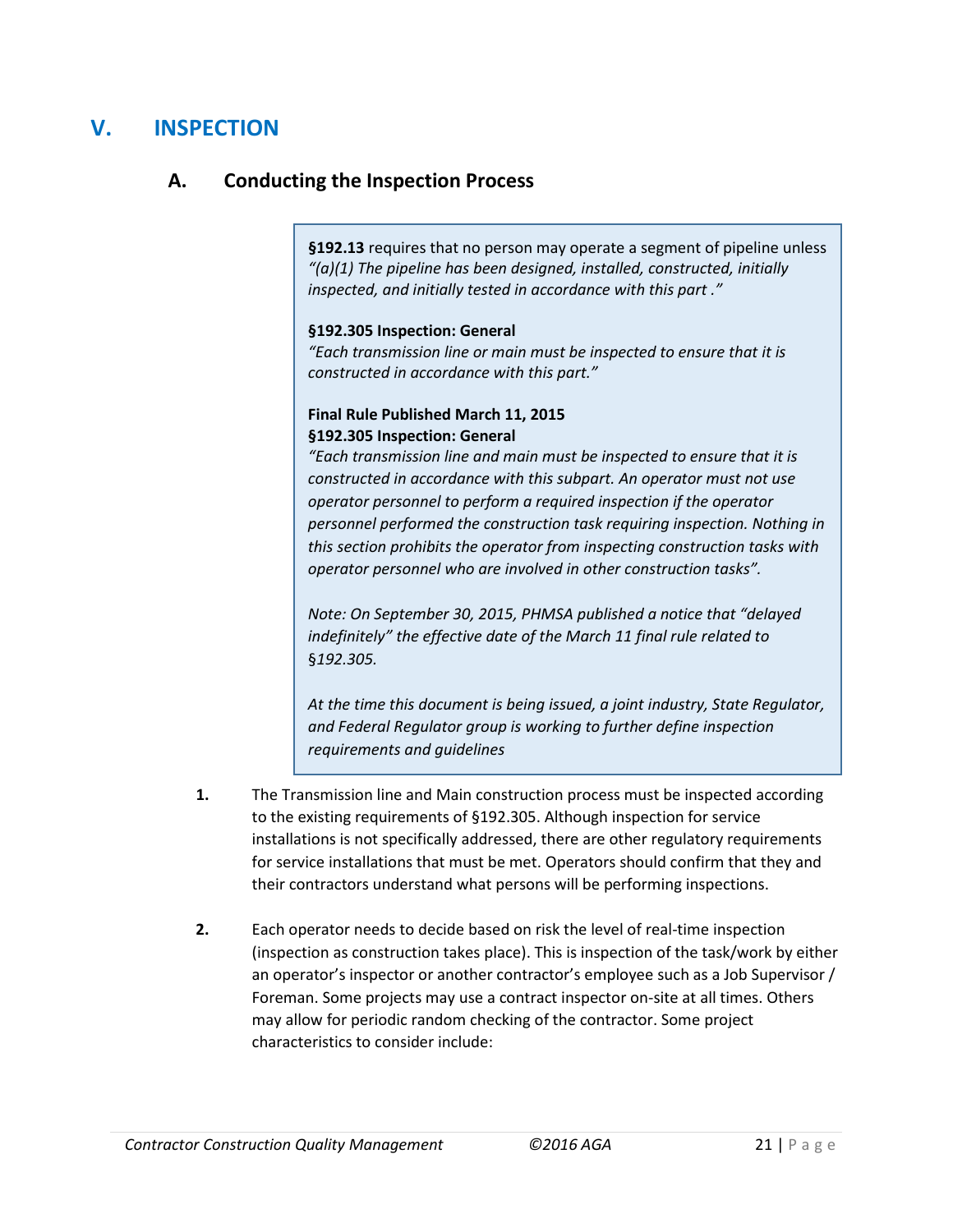# V. INSPECTION

## A. Conducting the Inspection Process

> **§192.13** requires that no person may operate a segment of pipeline unless *"(a)(1) The pipeline has been designed, installed, constructed, initially inspected, and initially tested in accordance with this part ."*
>
> **§192.305 Inspection: General**
> *"Each transmission line or main must be inspected to ensure that it is constructed in accordance with this part."*
>
> **Final Rule Published March 11, 2015**
> **§192.305 Inspection: General**
> *"Each transmission line and main must be inspected to ensure that it is constructed in accordance with this subpart. An operator must not use operator personnel to perform a required inspection if the operator personnel performed the construction task requiring inspection. Nothing in this section prohibits the operator from inspecting construction tasks with operator personnel who are involved in other construction tasks".*
>
> *Note: On September 30, 2015, PHMSA published a notice that "delayed indefinitely" the effective date of the March 11 final rule related to §192.305.*
>
> *At the time this document is being issued, a joint industry, State Regulator, and Federal Regulator group is working to further define inspection requirements and guidelines*

1. The Transmission line and Main construction process must be inspected according to the existing requirements of §192.305. Although inspection for service installations is not specifically addressed, there are other regulatory requirements for service installations that must be met. Operators should confirm that they and their contractors understand what persons will be performing inspections.

2. Each operator needs to decide based on risk the level of real-time inspection (inspection as construction takes place). This is inspection of the task/work by either an operator's inspector or another contractor's employee such as a Job Supervisor / Foreman. Some projects may use a contract inspector on-site at all times. Others may allow for periodic random checking of the contractor. Some project characteristics to consider include: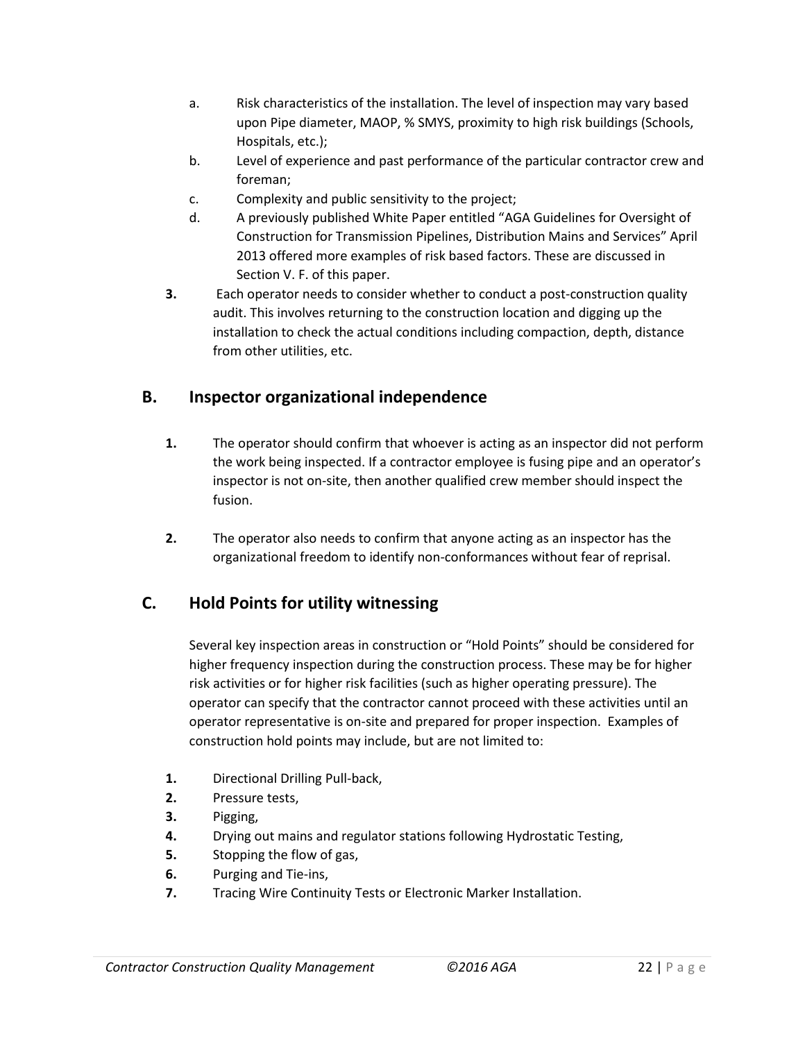a. Risk characteristics of the installation. The level of inspection may vary based upon Pipe diameter, MAOP, % SMYS, proximity to high risk buildings (Schools, Hospitals, etc.);
b. Level of experience and past performance of the particular contractor crew and foreman;
c. Complexity and public sensitivity to the project;
d. A previously published White Paper entitled "AGA Guidelines for Oversight of Construction for Transmission Pipelines, Distribution Mains and Services" April 2013 offered more examples of risk based factors. These are discussed in Section V. F. of this paper.

**3.** Each operator needs to consider whether to conduct a post-construction quality audit. This involves returning to the construction location and digging up the installation to check the actual conditions including compaction, depth, distance from other utilities, etc.

## B. Inspector organizational independence

**1.** The operator should confirm that whoever is acting as an inspector did not perform the work being inspected. If a contractor employee is fusing pipe and an operator's inspector is not on-site, then another qualified crew member should inspect the fusion.

**2.** The operator also needs to confirm that anyone acting as an inspector has the organizational freedom to identify non-conformances without fear of reprisal.

## C. Hold Points for utility witnessing

Several key inspection areas in construction or "Hold Points" should be considered for higher frequency inspection during the construction process. These may be for higher risk activities or for higher risk facilities (such as higher operating pressure). The operator can specify that the contractor cannot proceed with these activities until an operator representative is on-site and prepared for proper inspection. Examples of construction hold points may include, but are not limited to:

**1.** Directional Drilling Pull-back,
**2.** Pressure tests,
**3.** Pigging,
**4.** Drying out mains and regulator stations following Hydrostatic Testing,
**5.** Stopping the flow of gas,
**6.** Purging and Tie-ins,
**7.** Tracing Wire Continuity Tests or Electronic Marker Installation.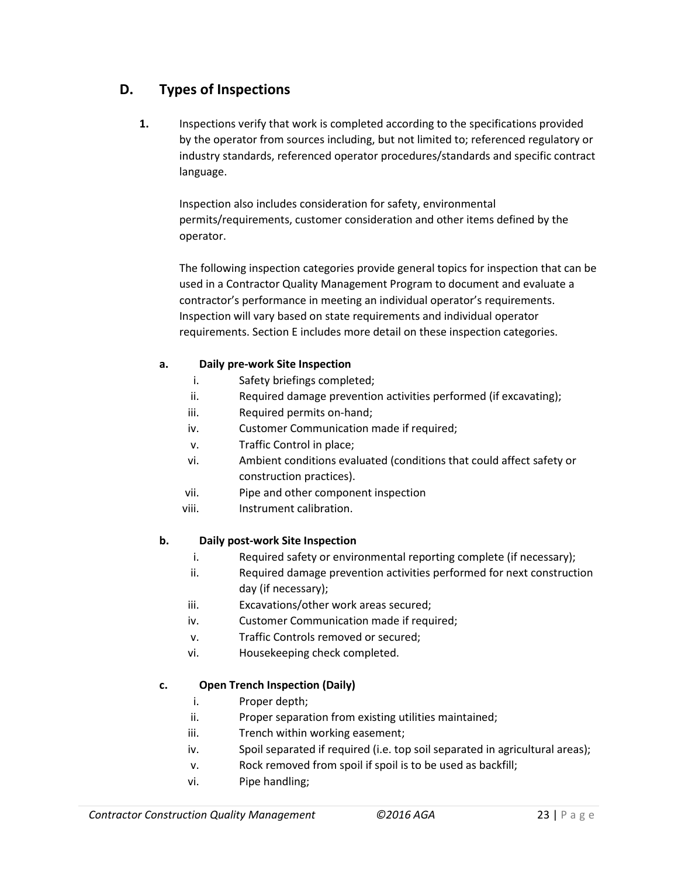## D. Types of Inspections

**1.** Inspections verify that work is completed according to the specifications provided by the operator from sources including, but not limited to; referenced regulatory or industry standards, referenced operator procedures/standards and specific contract language.

Inspection also includes consideration for safety, environmental permits/requirements, customer consideration and other items defined by the operator.

The following inspection categories provide general topics for inspection that can be used in a Contractor Quality Management Program to document and evaluate a contractor's performance in meeting an individual operator's requirements. Inspection will vary based on state requirements and individual operator requirements. Section E includes more detail on these inspection categories.

**a. Daily pre-work Site Inspection**

- i. Safety briefings completed;
- ii. Required damage prevention activities performed (if excavating);
- iii. Required permits on-hand;
- iv. Customer Communication made if required;
- v. Traffic Control in place;
- vi. Ambient conditions evaluated (conditions that could affect safety or construction practices).
- vii. Pipe and other component inspection
- viii. Instrument calibration.

**b. Daily post-work Site Inspection**

- i. Required safety or environmental reporting complete (if necessary);
- ii. Required damage prevention activities performed for next construction day (if necessary);
- iii. Excavations/other work areas secured;
- iv. Customer Communication made if required;
- v. Traffic Controls removed or secured;
- vi. Housekeeping check completed.

**c. Open Trench Inspection (Daily)**

- i. Proper depth;
- ii. Proper separation from existing utilities maintained;
- iii. Trench within working easement;
- iv. Spoil separated if required (i.e. top soil separated in agricultural areas);
- v. Rock removed from spoil if spoil is to be used as backfill;
- vi. Pipe handling;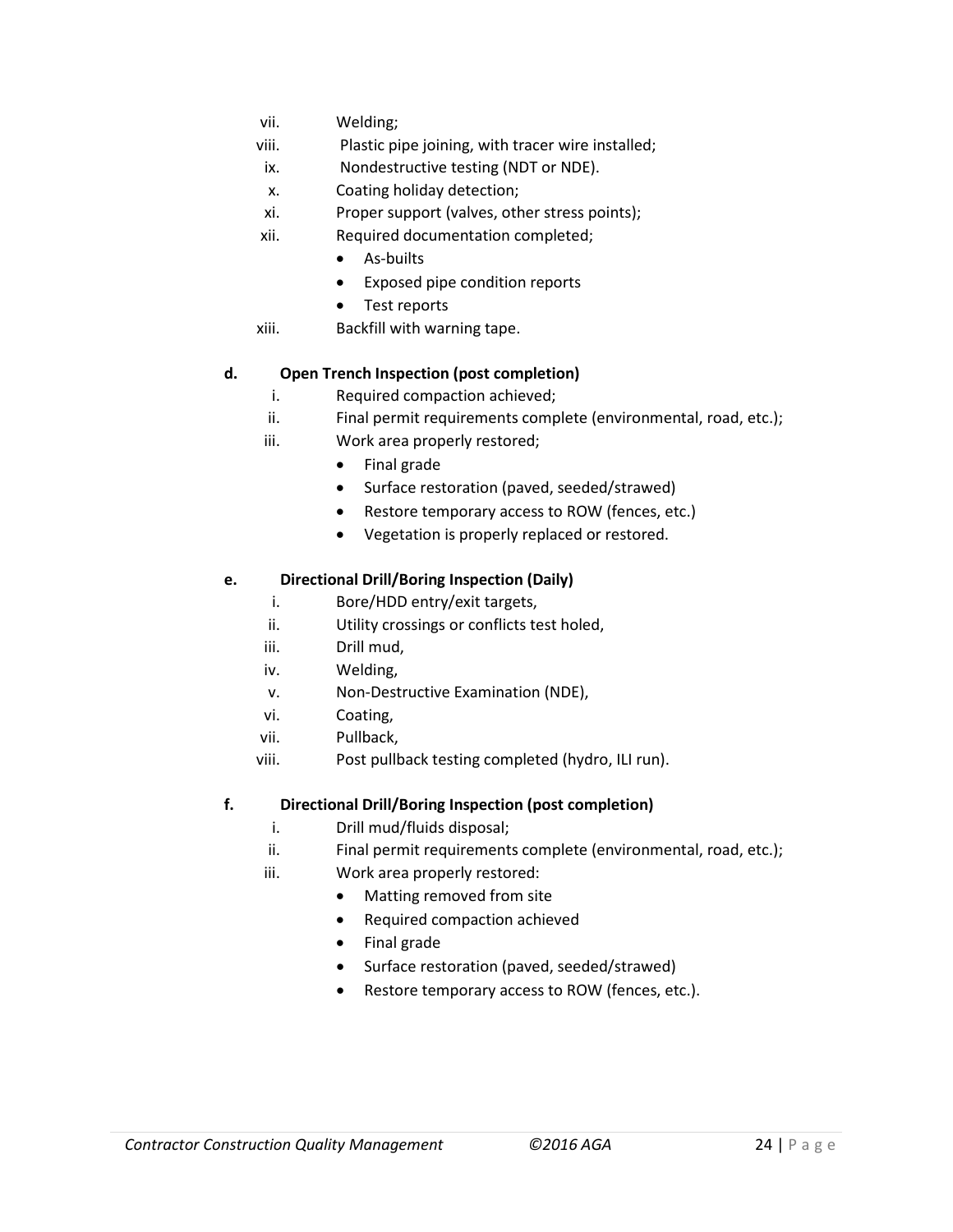vii. Welding;

viii. Plastic pipe joining, with tracer wire installed;

ix. Nondestructive testing (NDT or NDE).

x. Coating holiday detection;

xi. Proper support (valves, other stress points);

xii. Required documentation completed;
- As-builts
- Exposed pipe condition reports
- Test reports

xiii. Backfill with warning tape.

**d. Open Trench Inspection (post completion)**

i. Required compaction achieved;

ii. Final permit requirements complete (environmental, road, etc.);

iii. Work area properly restored;
- Final grade
- Surface restoration (paved, seeded/strawed)
- Restore temporary access to ROW (fences, etc.)
- Vegetation is properly replaced or restored.

**e. Directional Drill/Boring Inspection (Daily)**

i. Bore/HDD entry/exit targets,

ii. Utility crossings or conflicts test holed,

iii. Drill mud,

iv. Welding,

v. Non-Destructive Examination (NDE),

vi. Coating,

vii. Pullback,

viii. Post pullback testing completed (hydro, ILI run).

**f. Directional Drill/Boring Inspection (post completion)**

i. Drill mud/fluids disposal;

ii. Final permit requirements complete (environmental, road, etc.);

iii. Work area properly restored:
- Matting removed from site
- Required compaction achieved
- Final grade
- Surface restoration (paved, seeded/strawed)
- Restore temporary access to ROW (fences, etc.).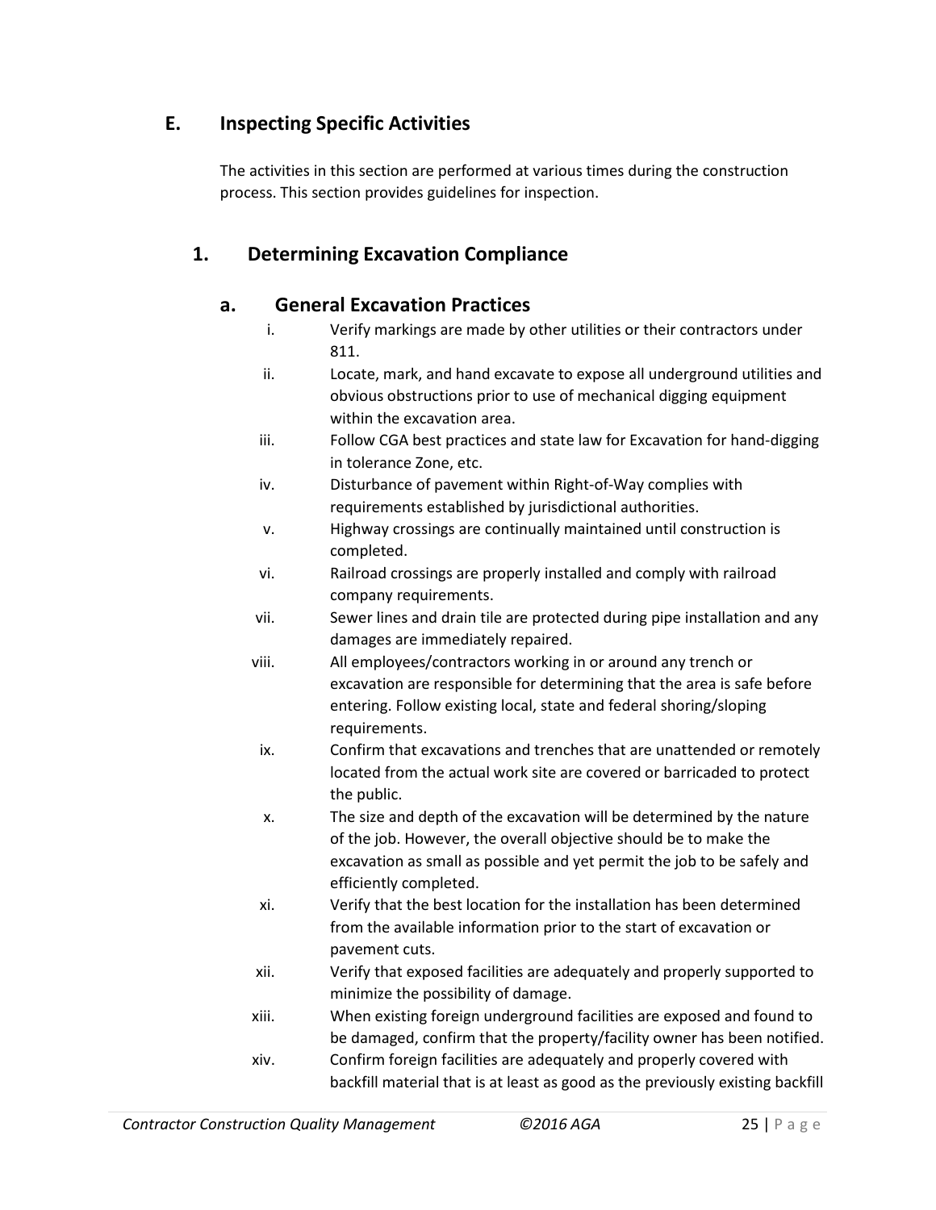## E. Inspecting Specific Activities

The activities in this section are performed at various times during the construction process. This section provides guidelines for inspection.

### 1. Determining Excavation Compliance

#### a. General Excavation Practices

i. Verify markings are made by other utilities or their contractors under 811.

ii. Locate, mark, and hand excavate to expose all underground utilities and obvious obstructions prior to use of mechanical digging equipment within the excavation area.

iii. Follow CGA best practices and state law for Excavation for hand-digging in tolerance Zone, etc.

iv. Disturbance of pavement within Right-of-Way complies with requirements established by jurisdictional authorities.

v. Highway crossings are continually maintained until construction is completed.

vi. Railroad crossings are properly installed and comply with railroad company requirements.

vii. Sewer lines and drain tile are protected during pipe installation and any damages are immediately repaired.

viii. All employees/contractors working in or around any trench or excavation are responsible for determining that the area is safe before entering. Follow existing local, state and federal shoring/sloping requirements.

ix. Confirm that excavations and trenches that are unattended or remotely located from the actual work site are covered or barricaded to protect the public.

x. The size and depth of the excavation will be determined by the nature of the job. However, the overall objective should be to make the excavation as small as possible and yet permit the job to be safely and efficiently completed.

xi. Verify that the best location for the installation has been determined from the available information prior to the start of excavation or pavement cuts.

xii. Verify that exposed facilities are adequately and properly supported to minimize the possibility of damage.

xiii. When existing foreign underground facilities are exposed and found to be damaged, confirm that the property/facility owner has been notified.

xiv. Confirm foreign facilities are adequately and properly covered with backfill material that is at least as good as the previously existing backfill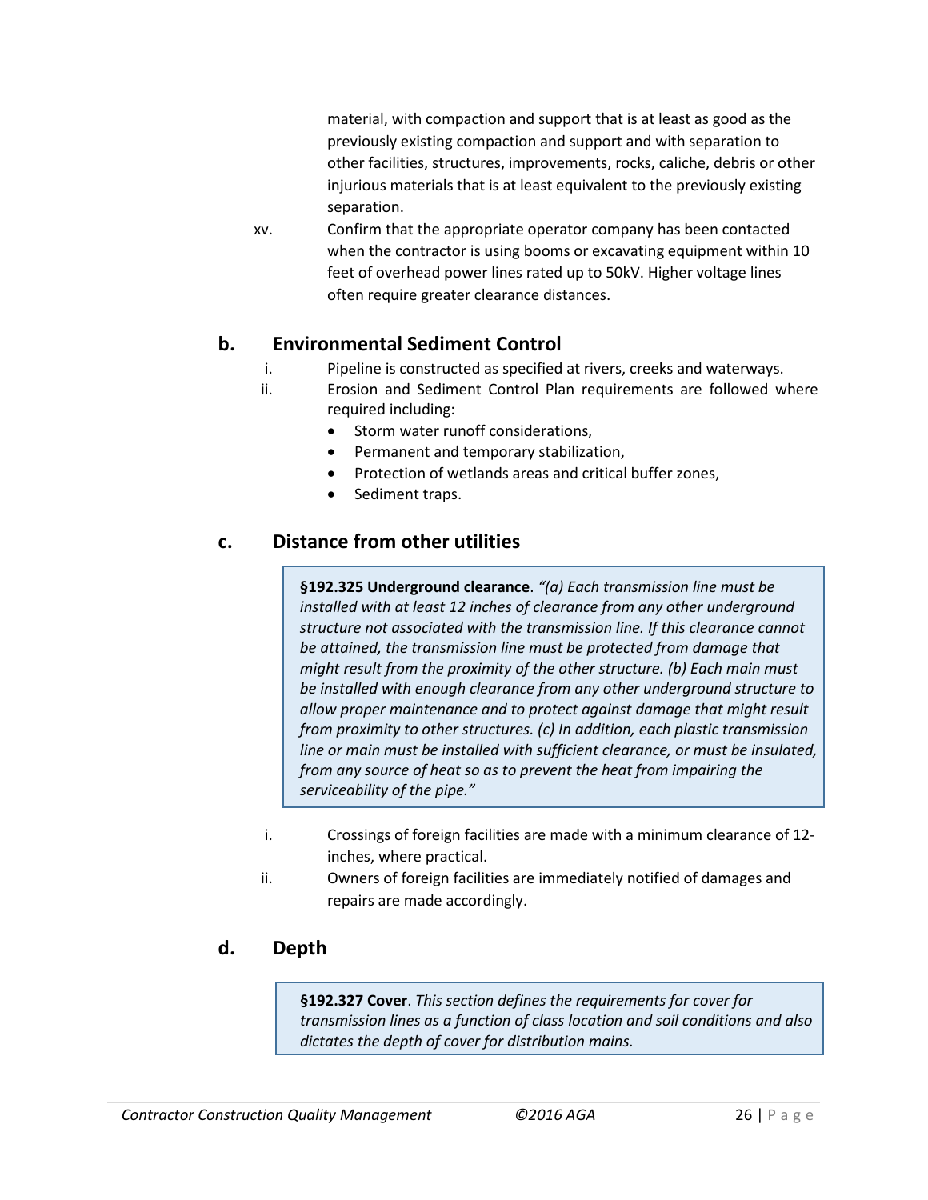material, with compaction and support that is at least as good as the previously existing compaction and support and with separation to other facilities, structures, improvements, rocks, caliche, debris or other injurious materials that is at least equivalent to the previously existing separation.

xv. Confirm that the appropriate operator company has been contacted when the contractor is using booms or excavating equipment within 10 feet of overhead power lines rated up to 50kV. Higher voltage lines often require greater clearance distances.

### b. Environmental Sediment Control

i. Pipeline is constructed as specified at rivers, creeks and waterways.

ii. Erosion and Sediment Control Plan requirements are followed where required including:

- Storm water runoff considerations,
- Permanent and temporary stabilization,
- Protection of wetlands areas and critical buffer zones,
- Sediment traps.

### c. Distance from other utilities

> **§192.325 Underground clearance**. *"(a) Each transmission line must be installed with at least 12 inches of clearance from any other underground structure not associated with the transmission line. If this clearance cannot be attained, the transmission line must be protected from damage that might result from the proximity of the other structure. (b) Each main must be installed with enough clearance from any other underground structure to allow proper maintenance and to protect against damage that might result from proximity to other structures. (c) In addition, each plastic transmission line or main must be installed with sufficient clearance, or must be insulated, from any source of heat so as to prevent the heat from impairing the serviceability of the pipe."*

i. Crossings of foreign facilities are made with a minimum clearance of 12-inches, where practical.

ii. Owners of foreign facilities are immediately notified of damages and repairs are made accordingly.

### d. Depth

> **§192.327 Cover**. *This section defines the requirements for cover for transmission lines as a function of class location and soil conditions and also dictates the depth of cover for distribution mains.*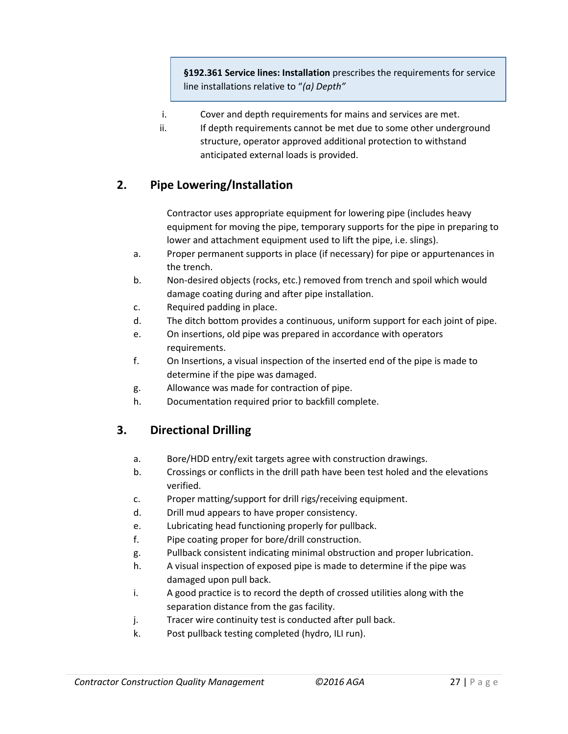> **§192.361 Service lines: Installation** prescribes the requirements for service line installations relative to "*(a) Depth"*

i. Cover and depth requirements for mains and services are met.
ii. If depth requirements cannot be met due to some other underground structure, operator approved additional protection to withstand anticipated external loads is provided.

## 2. Pipe Lowering/Installation

Contractor uses appropriate equipment for lowering pipe (includes heavy equipment for moving the pipe, temporary supports for the pipe in preparing to lower and attachment equipment used to lift the pipe, i.e. slings).

a. Proper permanent supports in place (if necessary) for pipe or appurtenances in the trench.
b. Non-desired objects (rocks, etc.) removed from trench and spoil which would damage coating during and after pipe installation.
c. Required padding in place.
d. The ditch bottom provides a continuous, uniform support for each joint of pipe.
e. On insertions, old pipe was prepared in accordance with operators requirements.
f. On Insertions, a visual inspection of the inserted end of the pipe is made to determine if the pipe was damaged.
g. Allowance was made for contraction of pipe.
h. Documentation required prior to backfill complete.

## 3. Directional Drilling

a. Bore/HDD entry/exit targets agree with construction drawings.
b. Crossings or conflicts in the drill path have been test holed and the elevations verified.
c. Proper matting/support for drill rigs/receiving equipment.
d. Drill mud appears to have proper consistency.
e. Lubricating head functioning properly for pullback.
f. Pipe coating proper for bore/drill construction.
g. Pullback consistent indicating minimal obstruction and proper lubrication.
h. A visual inspection of exposed pipe is made to determine if the pipe was damaged upon pull back.
i. A good practice is to record the depth of crossed utilities along with the separation distance from the gas facility.
j. Tracer wire continuity test is conducted after pull back.
k. Post pullback testing completed (hydro, ILI run).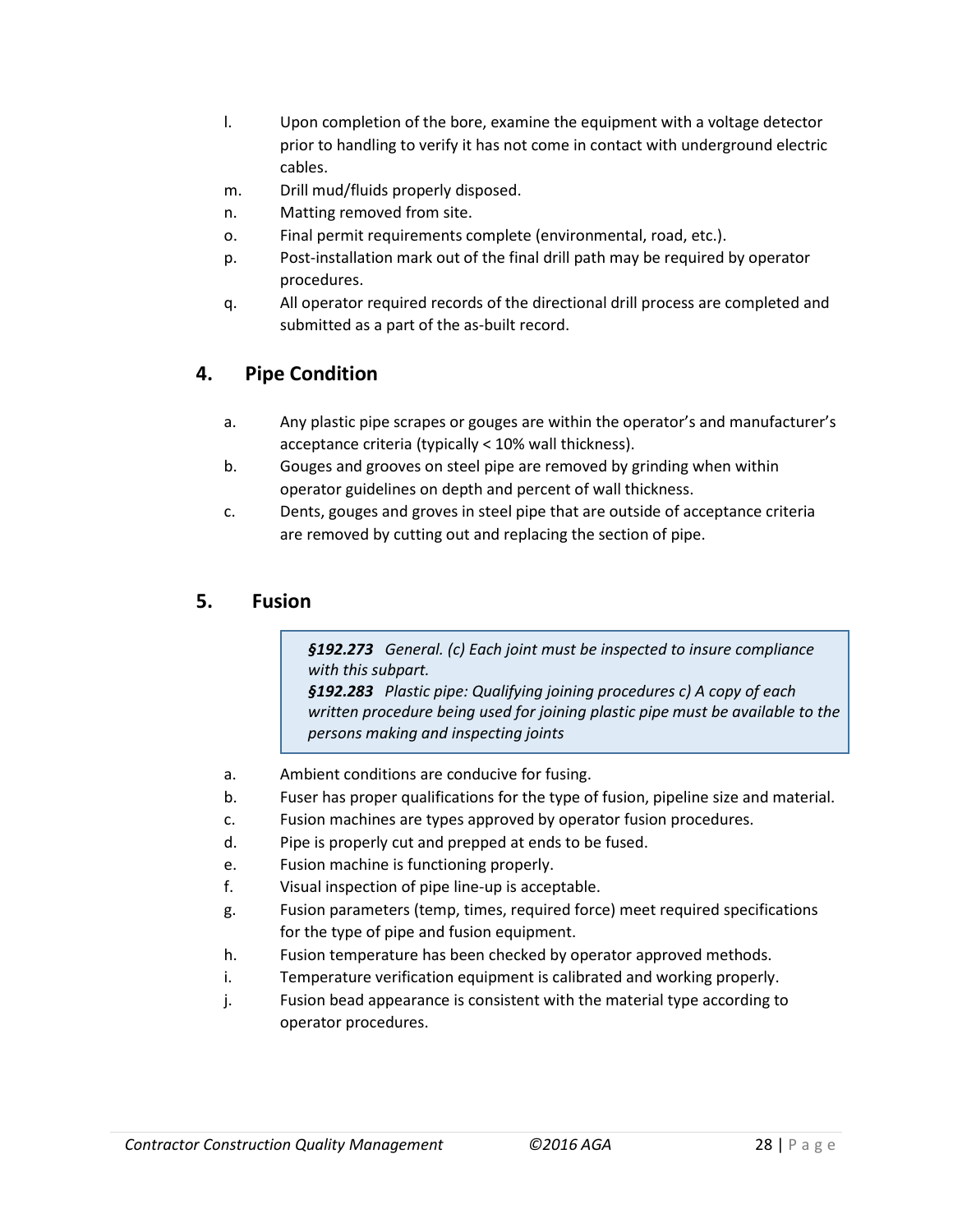l. Upon completion of the bore, examine the equipment with a voltage detector prior to handling to verify it has not come in contact with underground electric cables.
m. Drill mud/fluids properly disposed.
n. Matting removed from site.
o. Final permit requirements complete (environmental, road, etc.).
p. Post-installation mark out of the final drill path may be required by operator procedures.
q. All operator required records of the directional drill process are completed and submitted as a part of the as-built record.

## 4. Pipe Condition

a. Any plastic pipe scrapes or gouges are within the operator's and manufacturer's acceptance criteria (typically < 10% wall thickness).
b. Gouges and grooves on steel pipe are removed by grinding when within operator guidelines on depth and percent of wall thickness.
c. Dents, gouges and groves in steel pipe that are outside of acceptance criteria are removed by cutting out and replacing the section of pipe.

## 5. Fusion

> ***§192.273*** *General. (c) Each joint must be inspected to insure compliance with this subpart.*
> ***§192.283*** *Plastic pipe: Qualifying joining procedures c) A copy of each written procedure being used for joining plastic pipe must be available to the persons making and inspecting joints*

a. Ambient conditions are conducive for fusing.
b. Fuser has proper qualifications for the type of fusion, pipeline size and material.
c. Fusion machines are types approved by operator fusion procedures.
d. Pipe is properly cut and prepped at ends to be fused.
e. Fusion machine is functioning properly.
f. Visual inspection of pipe line-up is acceptable.
g. Fusion parameters (temp, times, required force) meet required specifications for the type of pipe and fusion equipment.
h. Fusion temperature has been checked by operator approved methods.
i. Temperature verification equipment is calibrated and working properly.
j. Fusion bead appearance is consistent with the material type according to operator procedures.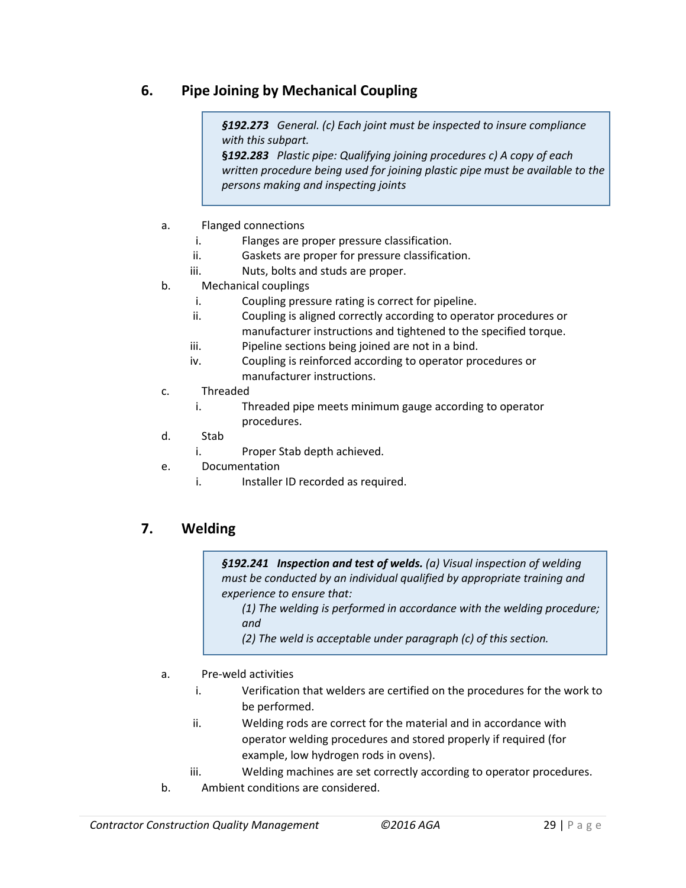## 6. Pipe Joining by Mechanical Coupling

> ***§192.273*** *General. (c) Each joint must be inspected to insure compliance with this subpart.*
> **§*192.283*** *Plastic pipe: Qualifying joining procedures c) A copy of each written procedure being used for joining plastic pipe must be available to the persons making and inspecting joints*

a. Flanged connections
   i. Flanges are proper pressure classification.
   ii. Gaskets are proper for pressure classification.
   iii. Nuts, bolts and studs are proper.

b. Mechanical couplings
   i. Coupling pressure rating is correct for pipeline.
   ii. Coupling is aligned correctly according to operator procedures or manufacturer instructions and tightened to the specified torque.
   iii. Pipeline sections being joined are not in a bind.
   iv. Coupling is reinforced according to operator procedures or manufacturer instructions.

c. Threaded
   i. Threaded pipe meets minimum gauge according to operator procedures.

d. Stab
   i. Proper Stab depth achieved.

e. Documentation
   i. Installer ID recorded as required.

## 7. Welding

> ***§192.241 Inspection and test of welds.*** *(a) Visual inspection of welding must be conducted by an individual qualified by appropriate training and experience to ensure that:*
> *(1) The welding is performed in accordance with the welding procedure; and*
> *(2) The weld is acceptable under paragraph (c) of this section.*

a. Pre-weld activities
   i. Verification that welders are certified on the procedures for the work to be performed.
   ii. Welding rods are correct for the material and in accordance with operator welding procedures and stored properly if required (for example, low hydrogen rods in ovens).
   iii. Welding machines are set correctly according to operator procedures.

b. Ambient conditions are considered.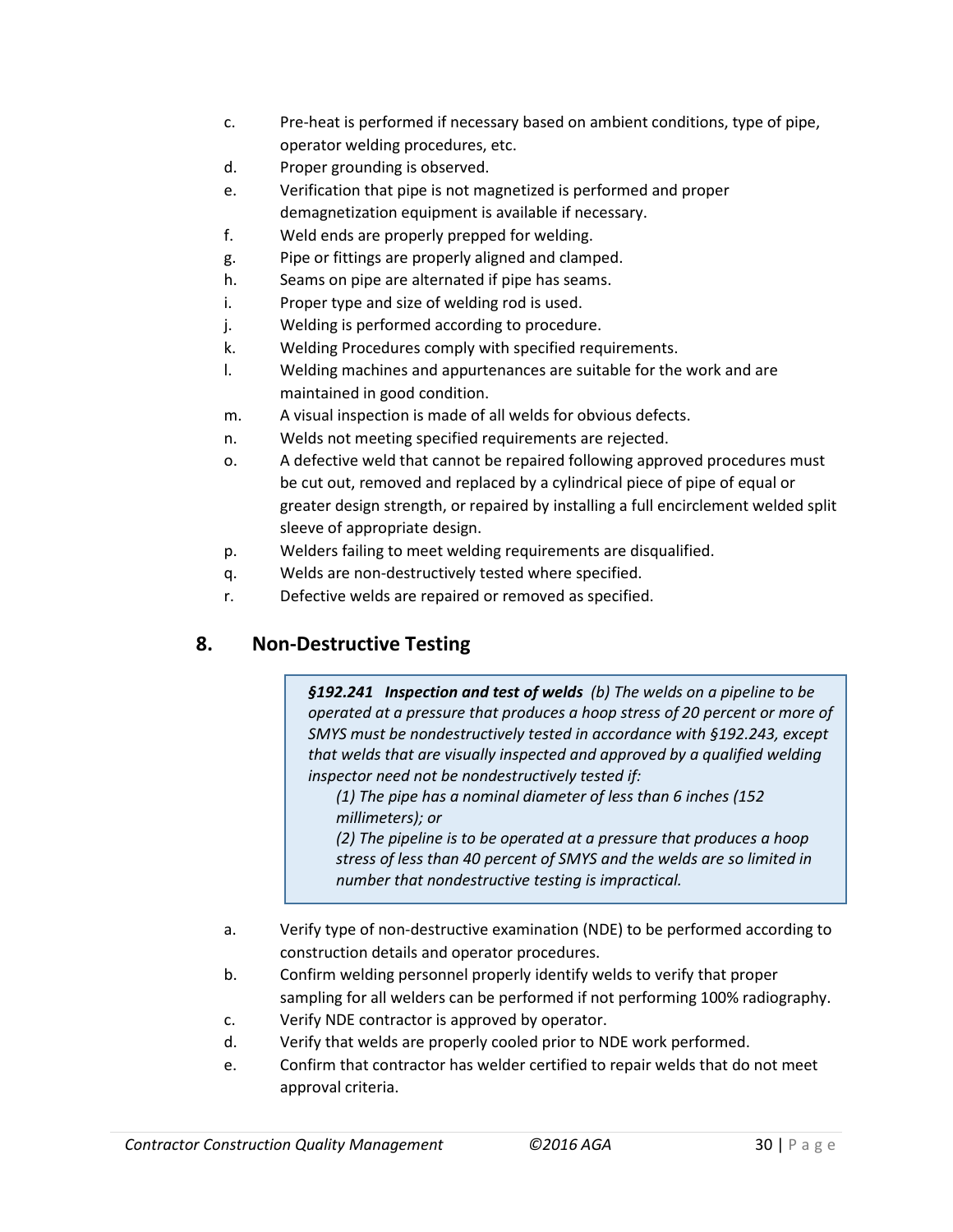c. Pre-heat is performed if necessary based on ambient conditions, type of pipe, operator welding procedures, etc.
d. Proper grounding is observed.
e. Verification that pipe is not magnetized is performed and proper demagnetization equipment is available if necessary.
f. Weld ends are properly prepped for welding.
g. Pipe or fittings are properly aligned and clamped.
h. Seams on pipe are alternated if pipe has seams.
i. Proper type and size of welding rod is used.
j. Welding is performed according to procedure.
k. Welding Procedures comply with specified requirements.
l. Welding machines and appurtenances are suitable for the work and are maintained in good condition.
m. A visual inspection is made of all welds for obvious defects.
n. Welds not meeting specified requirements are rejected.
o. A defective weld that cannot be repaired following approved procedures must be cut out, removed and replaced by a cylindrical piece of pipe of equal or greater design strength, or repaired by installing a full encirclement welded split sleeve of appropriate design.
p. Welders failing to meet welding requirements are disqualified.
q. Welds are non-destructively tested where specified.
r. Defective welds are repaired or removed as specified.

## 8. Non-Destructive Testing

> ***§192.241 Inspection and test of welds*** *(b) The welds on a pipeline to be operated at a pressure that produces a hoop stress of 20 percent or more of SMYS must be nondestructively tested in accordance with §192.243, except that welds that are visually inspected and approved by a qualified welding inspector need not be nondestructively tested if:*
>
> *(1) The pipe has a nominal diameter of less than 6 inches (152 millimeters); or*
>
> *(2) The pipeline is to be operated at a pressure that produces a hoop stress of less than 40 percent of SMYS and the welds are so limited in number that nondestructive testing is impractical.*

a. Verify type of non-destructive examination (NDE) to be performed according to construction details and operator procedures.
b. Confirm welding personnel properly identify welds to verify that proper sampling for all welders can be performed if not performing 100% radiography.
c. Verify NDE contractor is approved by operator.
d. Verify that welds are properly cooled prior to NDE work performed.
e. Confirm that contractor has welder certified to repair welds that do not meet approval criteria.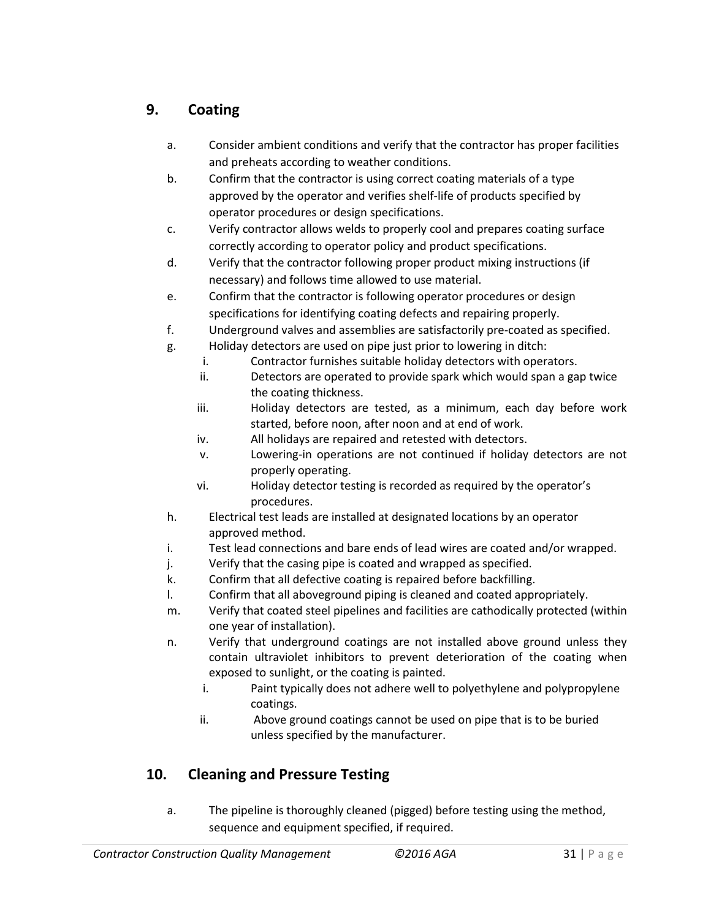## 9. Coating

a. Consider ambient conditions and verify that the contractor has proper facilities and preheats according to weather conditions.

b. Confirm that the contractor is using correct coating materials of a type approved by the operator and verifies shelf-life of products specified by operator procedures or design specifications.

c. Verify contractor allows welds to properly cool and prepares coating surface correctly according to operator policy and product specifications.

d. Verify that the contractor following proper product mixing instructions (if necessary) and follows time allowed to use material.

e. Confirm that the contractor is following operator procedures or design specifications for identifying coating defects and repairing properly.

f. Underground valves and assemblies are satisfactorily pre-coated as specified.

g. Holiday detectors are used on pipe just prior to lowering in ditch:

   i. Contractor furnishes suitable holiday detectors with operators.

   ii. Detectors are operated to provide spark which would span a gap twice the coating thickness.

   iii. Holiday detectors are tested, as a minimum, each day before work started, before noon, after noon and at end of work.

   iv. All holidays are repaired and retested with detectors.

   v. Lowering-in operations are not continued if holiday detectors are not properly operating.

   vi. Holiday detector testing is recorded as required by the operator's procedures.

h. Electrical test leads are installed at designated locations by an operator approved method.

i. Test lead connections and bare ends of lead wires are coated and/or wrapped.

j. Verify that the casing pipe is coated and wrapped as specified.

k. Confirm that all defective coating is repaired before backfilling.

l. Confirm that all aboveground piping is cleaned and coated appropriately.

m. Verify that coated steel pipelines and facilities are cathodically protected (within one year of installation).

n. Verify that underground coatings are not installed above ground unless they contain ultraviolet inhibitors to prevent deterioration of the coating when exposed to sunlight, or the coating is painted.

   i. Paint typically does not adhere well to polyethylene and polypropylene coatings.

   ii. Above ground coatings cannot be used on pipe that is to be buried unless specified by the manufacturer.

## 10. Cleaning and Pressure Testing

a. The pipeline is thoroughly cleaned (pigged) before testing using the method, sequence and equipment specified, if required.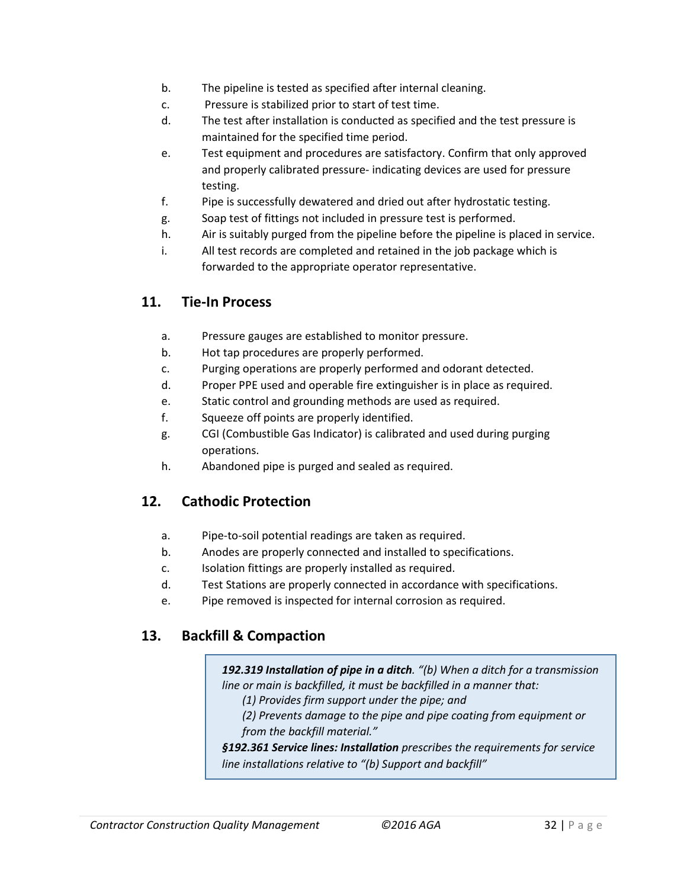b. The pipeline is tested as specified after internal cleaning.

c. Pressure is stabilized prior to start of test time.

d. The test after installation is conducted as specified and the test pressure is maintained for the specified time period.

e. Test equipment and procedures are satisfactory. Confirm that only approved and properly calibrated pressure- indicating devices are used for pressure testing.

f. Pipe is successfully dewatered and dried out after hydrostatic testing.

g. Soap test of fittings not included in pressure test is performed.

h. Air is suitably purged from the pipeline before the pipeline is placed in service.

i. All test records are completed and retained in the job package which is forwarded to the appropriate operator representative.

## 11. Tie-In Process

a. Pressure gauges are established to monitor pressure.

b. Hot tap procedures are properly performed.

c. Purging operations are properly performed and odorant detected.

d. Proper PPE used and operable fire extinguisher is in place as required.

e. Static control and grounding methods are used as required.

f. Squeeze off points are properly identified.

g. CGI (Combustible Gas Indicator) is calibrated and used during purging operations.

h. Abandoned pipe is purged and sealed as required.

## 12. Cathodic Protection

a. Pipe-to-soil potential readings are taken as required.

b. Anodes are properly connected and installed to specifications.

c. Isolation fittings are properly installed as required.

d. Test Stations are properly connected in accordance with specifications.

e. Pipe removed is inspected for internal corrosion as required.

## 13. Backfill & Compaction

> ***192.319 Installation of pipe in a ditch****. "(b) When a ditch for a transmission line or main is backfilled, it must be backfilled in a manner that:*
>
> *(1) Provides firm support under the pipe; and*
>
> *(2) Prevents damage to the pipe and pipe coating from equipment or from the backfill material."*
>
> ***§192.361 Service lines: Installation*** *prescribes the requirements for service line installations relative to "(b) Support and backfill"*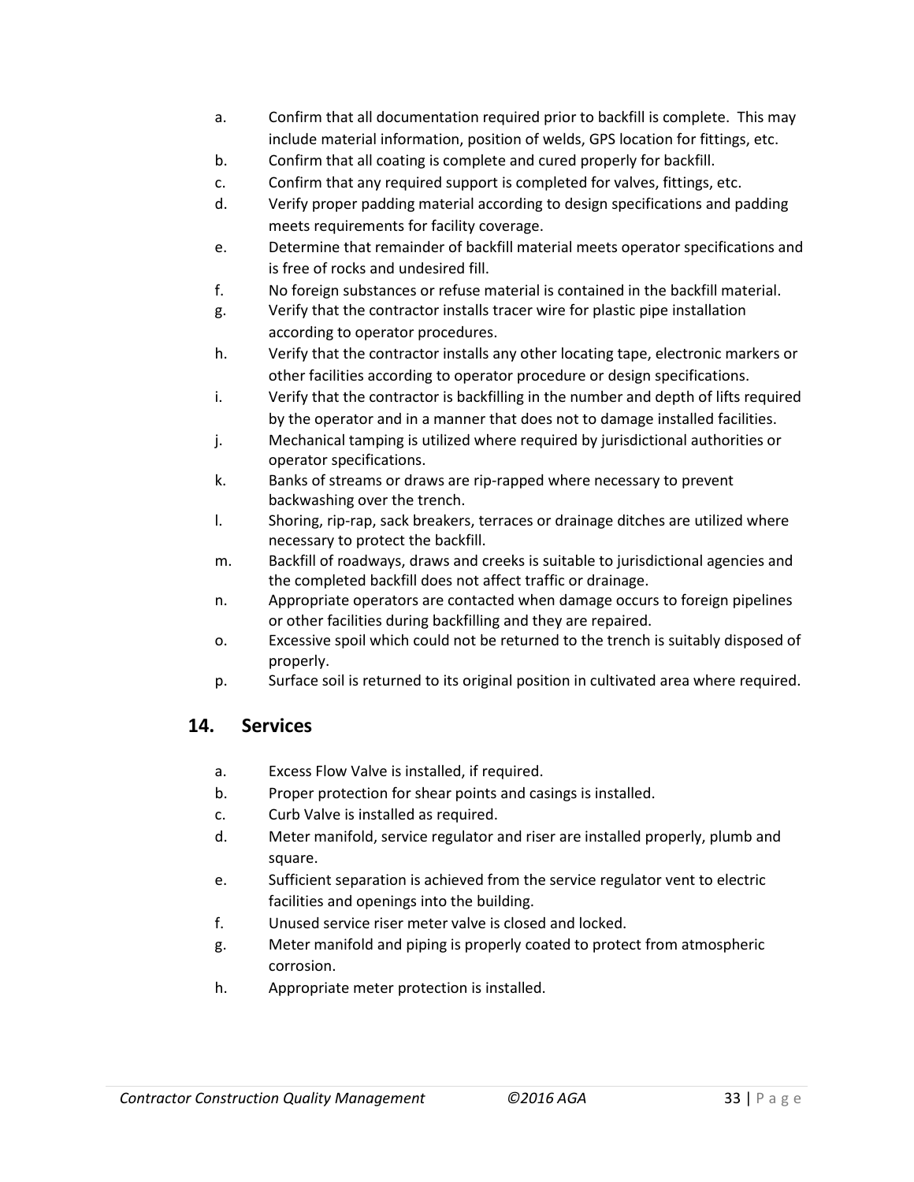a. Confirm that all documentation required prior to backfill is complete. This may include material information, position of welds, GPS location for fittings, etc.
b. Confirm that all coating is complete and cured properly for backfill.
c. Confirm that any required support is completed for valves, fittings, etc.
d. Verify proper padding material according to design specifications and padding meets requirements for facility coverage.
e. Determine that remainder of backfill material meets operator specifications and is free of rocks and undesired fill.
f. No foreign substances or refuse material is contained in the backfill material.
g. Verify that the contractor installs tracer wire for plastic pipe installation according to operator procedures.
h. Verify that the contractor installs any other locating tape, electronic markers or other facilities according to operator procedure or design specifications.
i. Verify that the contractor is backfilling in the number and depth of lifts required by the operator and in a manner that does not to damage installed facilities.
j. Mechanical tamping is utilized where required by jurisdictional authorities or operator specifications.
k. Banks of streams or draws are rip-rapped where necessary to prevent backwashing over the trench.
l. Shoring, rip-rap, sack breakers, terraces or drainage ditches are utilized where necessary to protect the backfill.
m. Backfill of roadways, draws and creeks is suitable to jurisdictional agencies and the completed backfill does not affect traffic or drainage.
n. Appropriate operators are contacted when damage occurs to foreign pipelines or other facilities during backfilling and they are repaired.
o. Excessive spoil which could not be returned to the trench is suitably disposed of properly.
p. Surface soil is returned to its original position in cultivated area where required.

## 14. Services

a. Excess Flow Valve is installed, if required.
b. Proper protection for shear points and casings is installed.
c. Curb Valve is installed as required.
d. Meter manifold, service regulator and riser are installed properly, plumb and square.
e. Sufficient separation is achieved from the service regulator vent to electric facilities and openings into the building.
f. Unused service riser meter valve is closed and locked.
g. Meter manifold and piping is properly coated to protect from atmospheric corrosion.
h. Appropriate meter protection is installed.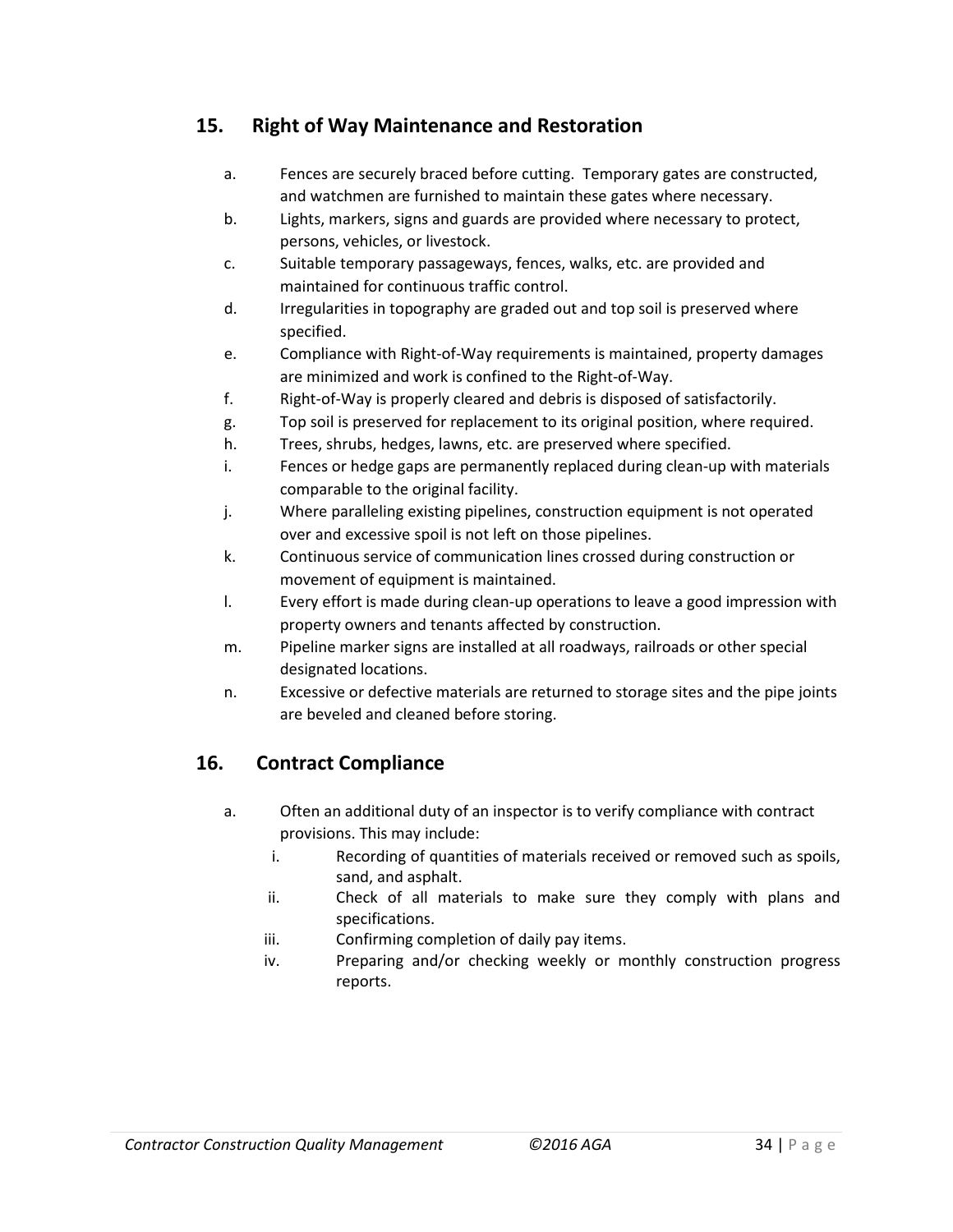## 15. Right of Way Maintenance and Restoration

a. Fences are securely braced before cutting. Temporary gates are constructed, and watchmen are furnished to maintain these gates where necessary.

b. Lights, markers, signs and guards are provided where necessary to protect, persons, vehicles, or livestock.

c. Suitable temporary passageways, fences, walks, etc. are provided and maintained for continuous traffic control.

d. Irregularities in topography are graded out and top soil is preserved where specified.

e. Compliance with Right-of-Way requirements is maintained, property damages are minimized and work is confined to the Right-of-Way.

f. Right-of-Way is properly cleared and debris is disposed of satisfactorily.

g. Top soil is preserved for replacement to its original position, where required.

h. Trees, shrubs, hedges, lawns, etc. are preserved where specified.

i. Fences or hedge gaps are permanently replaced during clean-up with materials comparable to the original facility.

j. Where paralleling existing pipelines, construction equipment is not operated over and excessive spoil is not left on those pipelines.

k. Continuous service of communication lines crossed during construction or movement of equipment is maintained.

l. Every effort is made during clean-up operations to leave a good impression with property owners and tenants affected by construction.

m. Pipeline marker signs are installed at all roadways, railroads or other special designated locations.

n. Excessive or defective materials are returned to storage sites and the pipe joints are beveled and cleaned before storing.

## 16. Contract Compliance

a. Often an additional duty of an inspector is to verify compliance with contract provisions. This may include:

   i. Recording of quantities of materials received or removed such as spoils, sand, and asphalt.

   ii. Check of all materials to make sure they comply with plans and specifications.

   iii. Confirming completion of daily pay items.

   iv. Preparing and/or checking weekly or monthly construction progress reports.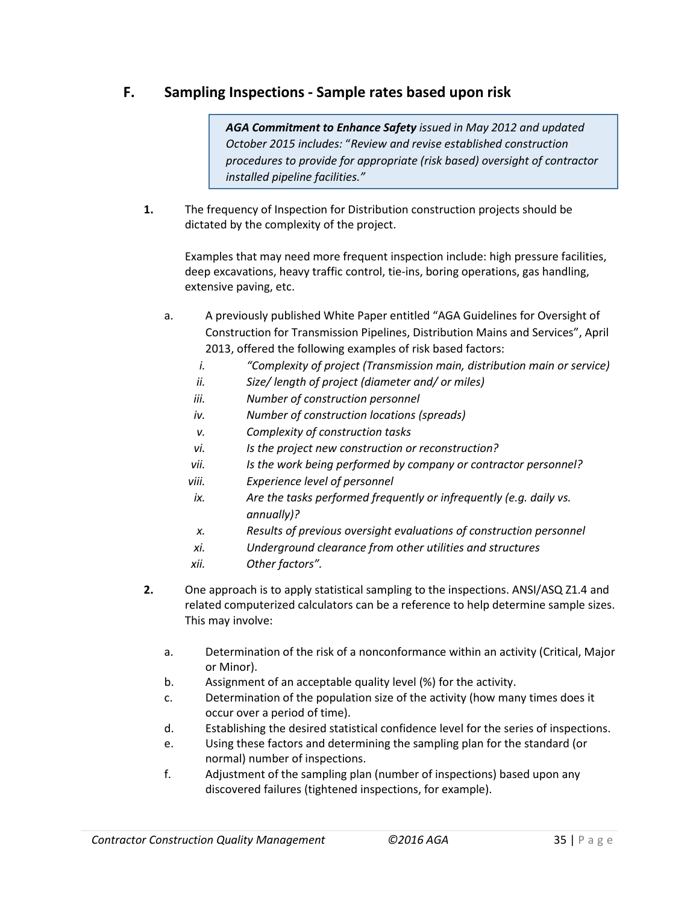## F. Sampling Inspections - Sample rates based upon risk

> ***AGA Commitment to Enhance Safety*** *issued in May 2012 and updated October 2015 includes: "Review and revise established construction procedures to provide for appropriate (risk based) oversight of contractor installed pipeline facilities."*

**1.** The frequency of Inspection for Distribution construction projects should be dictated by the complexity of the project.

Examples that may need more frequent inspection include: high pressure facilities, deep excavations, heavy traffic control, tie-ins, boring operations, gas handling, extensive paving, etc.

a. A previously published White Paper entitled "AGA Guidelines for Oversight of Construction for Transmission Pipelines, Distribution Mains and Services", April 2013, offered the following examples of risk based factors:

   i. *"Complexity of project (Transmission main, distribution main or service)*
   ii. *Size/ length of project (diameter and/ or miles)*
   iii. *Number of construction personnel*
   iv. *Number of construction locations (spreads)*
   v. *Complexity of construction tasks*
   vi. *Is the project new construction or reconstruction?*
   vii. *Is the work being performed by company or contractor personnel?*
   viii. *Experience level of personnel*
   ix. *Are the tasks performed frequently or infrequently (e.g. daily vs. annually)?*
   x. *Results of previous oversight evaluations of construction personnel*
   xi. *Underground clearance from other utilities and structures*
   xii. *Other factors".*

**2.** One approach is to apply statistical sampling to the inspections. ANSI/ASQ Z1.4 and related computerized calculators can be a reference to help determine sample sizes. This may involve:

a. Determination of the risk of a nonconformance within an activity (Critical, Major or Minor).
b. Assignment of an acceptable quality level (%) for the activity.
c. Determination of the population size of the activity (how many times does it occur over a period of time).
d. Establishing the desired statistical confidence level for the series of inspections.
e. Using these factors and determining the sampling plan for the standard (or normal) number of inspections.
f. Adjustment of the sampling plan (number of inspections) based upon any discovered failures (tightened inspections, for example).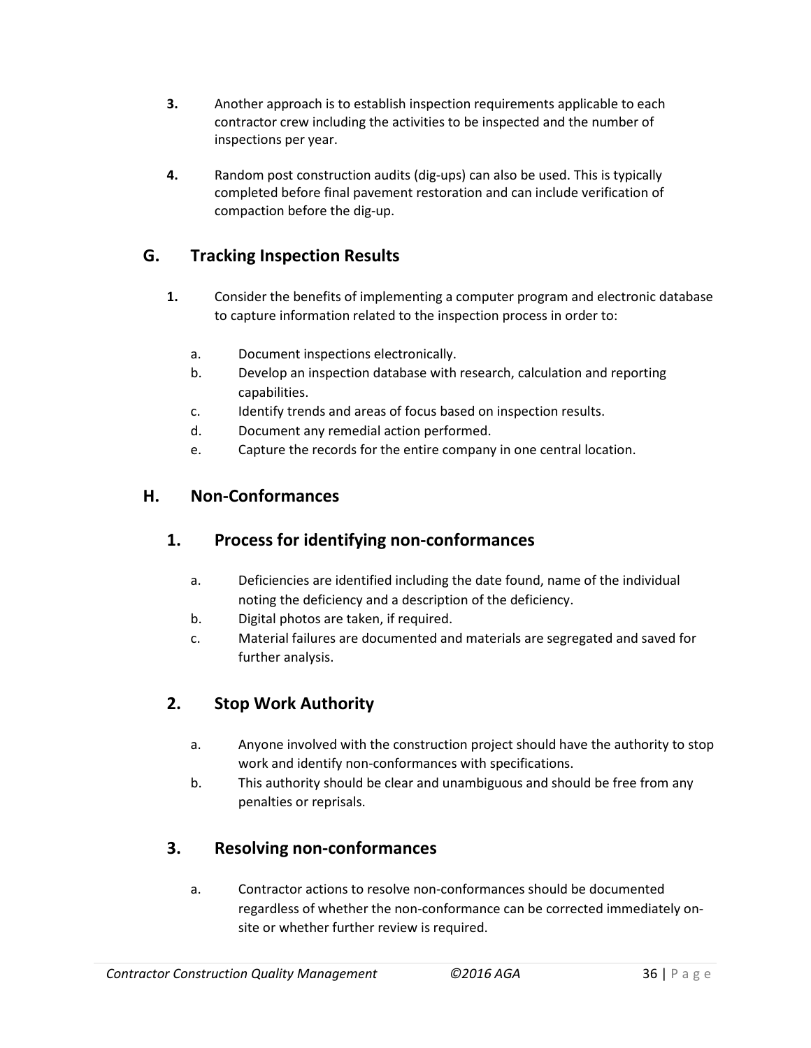3. Another approach is to establish inspection requirements applicable to each contractor crew including the activities to be inspected and the number of inspections per year.

4. Random post construction audits (dig-ups) can also be used. This is typically completed before final pavement restoration and can include verification of compaction before the dig-up.

## G. Tracking Inspection Results

1. Consider the benefits of implementing a computer program and electronic database to capture information related to the inspection process in order to:

   a. Document inspections electronically.
   b. Develop an inspection database with research, calculation and reporting capabilities.
   c. Identify trends and areas of focus based on inspection results.
   d. Document any remedial action performed.
   e. Capture the records for the entire company in one central location.

## H. Non-Conformances

### 1. Process for identifying non-conformances

a. Deficiencies are identified including the date found, name of the individual noting the deficiency and a description of the deficiency.
b. Digital photos are taken, if required.
c. Material failures are documented and materials are segregated and saved for further analysis.

### 2. Stop Work Authority

a. Anyone involved with the construction project should have the authority to stop work and identify non-conformances with specifications.
b. This authority should be clear and unambiguous and should be free from any penalties or reprisals.

### 3. Resolving non-conformances

a. Contractor actions to resolve non-conformances should be documented regardless of whether the non-conformance can be corrected immediately on-site or whether further review is required.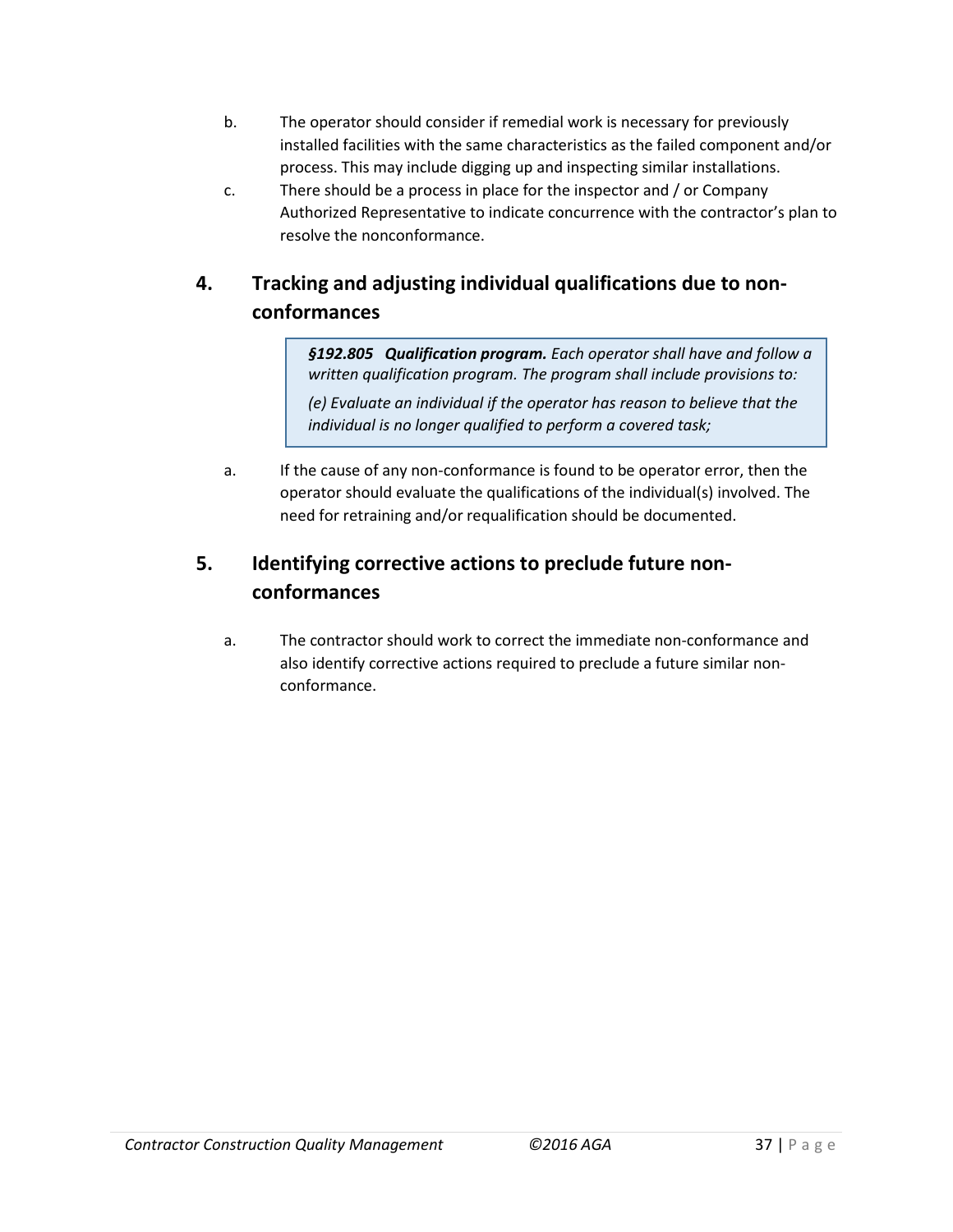b. The operator should consider if remedial work is necessary for previously installed facilities with the same characteristics as the failed component and/or process. This may include digging up and inspecting similar installations.

c. There should be a process in place for the inspector and / or Company Authorized Representative to indicate concurrence with the contractor's plan to resolve the nonconformance.

## 4. Tracking and adjusting individual qualifications due to non-conformances

> ***§192.805 Qualification program.*** *Each operator shall have and follow a written qualification program. The program shall include provisions to:*
>
> *(e) Evaluate an individual if the operator has reason to believe that the individual is no longer qualified to perform a covered task;*

a. If the cause of any non-conformance is found to be operator error, then the operator should evaluate the qualifications of the individual(s) involved. The need for retraining and/or requalification should be documented.

## 5. Identifying corrective actions to preclude future non-conformances

a. The contractor should work to correct the immediate non-conformance and also identify corrective actions required to preclude a future similar non-conformance.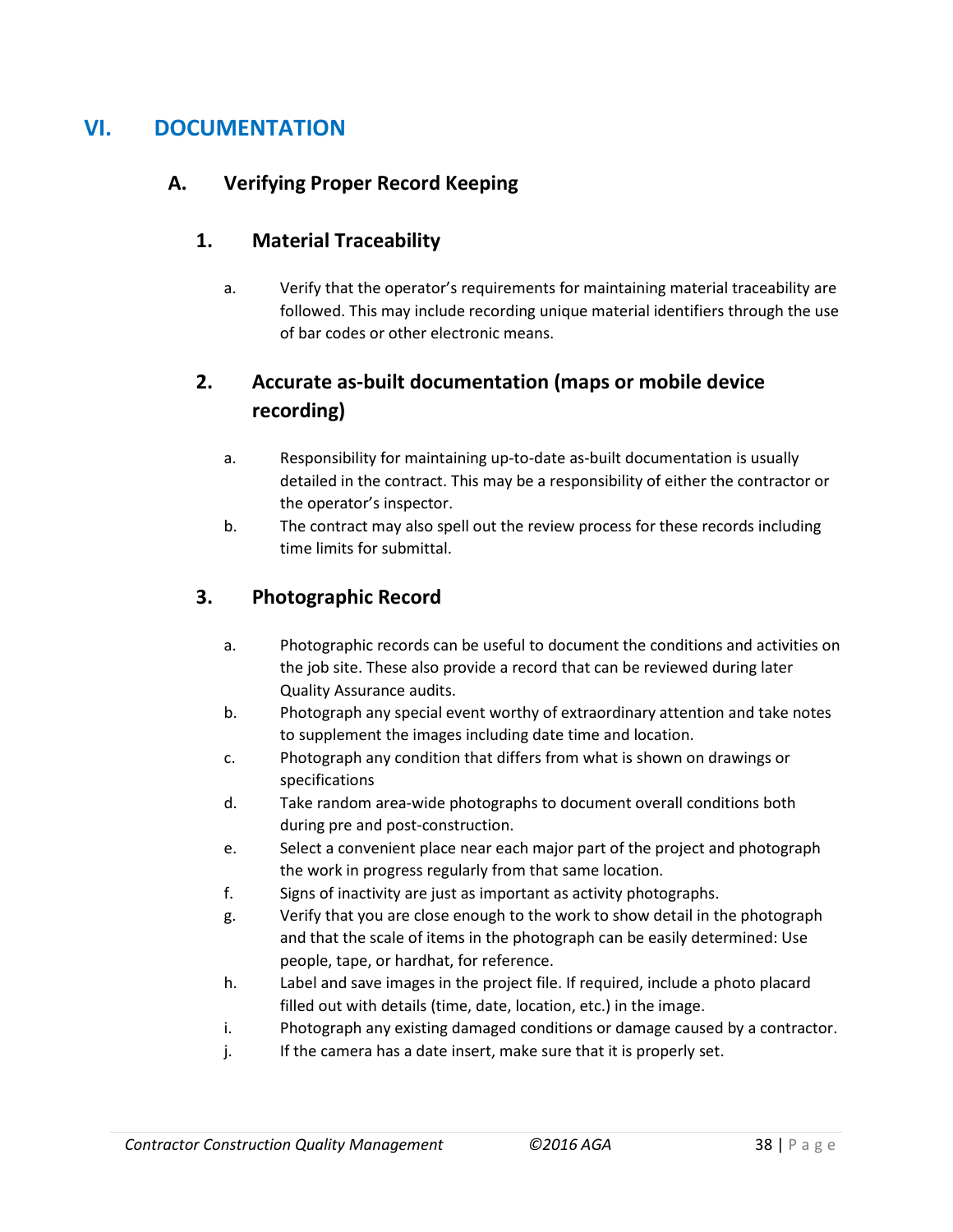# VI. DOCUMENTATION

## A. Verifying Proper Record Keeping

### 1. Material Traceability

a. Verify that the operator's requirements for maintaining material traceability are followed. This may include recording unique material identifiers through the use of bar codes or other electronic means.

### 2. Accurate as-built documentation (maps or mobile device recording)

a. Responsibility for maintaining up-to-date as-built documentation is usually detailed in the contract. This may be a responsibility of either the contractor or the operator's inspector.

b. The contract may also spell out the review process for these records including time limits for submittal.

### 3. Photographic Record

a. Photographic records can be useful to document the conditions and activities on the job site. These also provide a record that can be reviewed during later Quality Assurance audits.

b. Photograph any special event worthy of extraordinary attention and take notes to supplement the images including date time and location.

c. Photograph any condition that differs from what is shown on drawings or specifications

d. Take random area-wide photographs to document overall conditions both during pre and post-construction.

e. Select a convenient place near each major part of the project and photograph the work in progress regularly from that same location.

f. Signs of inactivity are just as important as activity photographs.

g. Verify that you are close enough to the work to show detail in the photograph and that the scale of items in the photograph can be easily determined: Use people, tape, or hardhat, for reference.

h. Label and save images in the project file. If required, include a photo placard filled out with details (time, date, location, etc.) in the image.

i. Photograph any existing damaged conditions or damage caused by a contractor.

j. If the camera has a date insert, make sure that it is properly set.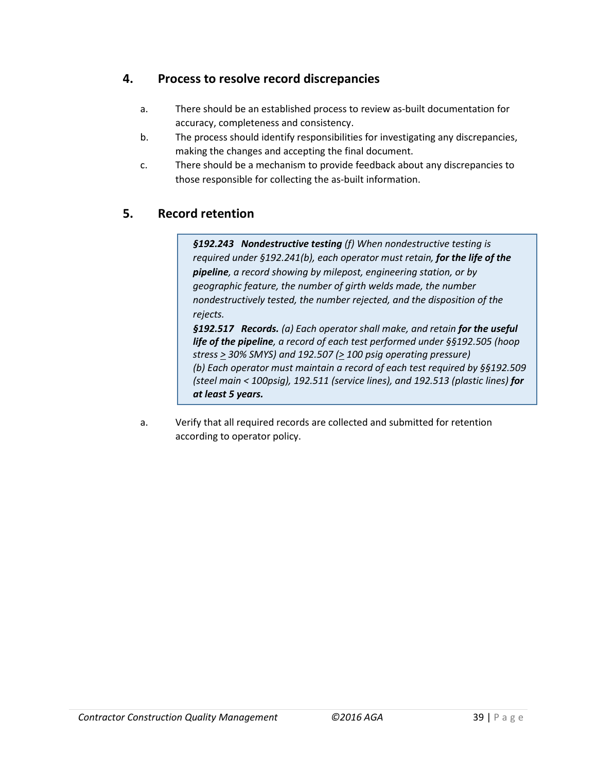## 4. Process to resolve record discrepancies

a. There should be an established process to review as-built documentation for accuracy, completeness and consistency.

b. The process should identify responsibilities for investigating any discrepancies, making the changes and accepting the final document.

c. There should be a mechanism to provide feedback about any discrepancies to those responsible for collecting the as-built information.

## 5. Record retention

> ***§192.243 Nondestructive testing*** *(f) When nondestructive testing is required under §192.241(b), each operator must retain,* ***for the life of the pipeline****, a record showing by milepost, engineering station, or by geographic feature, the number of girth welds made, the number nondestructively tested, the number rejected, and the disposition of the rejects.*
>
> ***§192.517 Records.*** *(a) Each operator shall make, and retain* ***for the useful life of the pipeline****, a record of each test performed under §§192.505 (hoop stress ≥ 30% SMYS) and 192.507 (≥ 100 psig operating pressure)*
> *(b) Each operator must maintain a record of each test required by §§192.509 (steel main < 100psig), 192.511 (service lines), and 192.513 (plastic lines)* ***for at least 5 years.***

a. Verify that all required records are collected and submitted for retention according to operator policy.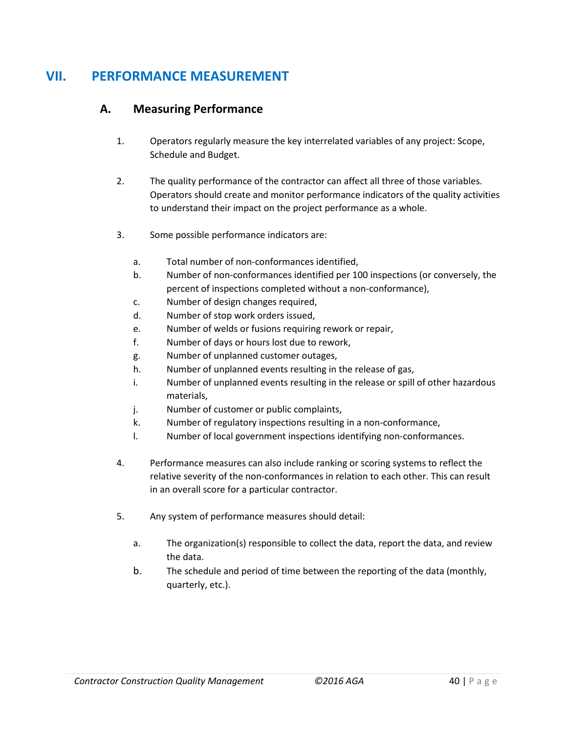# VII. PERFORMANCE MEASUREMENT

## A. Measuring Performance

1. Operators regularly measure the key interrelated variables of any project: Scope, Schedule and Budget.

2. The quality performance of the contractor can affect all three of those variables. Operators should create and monitor performance indicators of the quality activities to understand their impact on the project performance as a whole.

3. Some possible performance indicators are:

   a. Total number of non-conformances identified,
   b. Number of non-conformances identified per 100 inspections (or conversely, the percent of inspections completed without a non-conformance),
   c. Number of design changes required,
   d. Number of stop work orders issued,
   e. Number of welds or fusions requiring rework or repair,
   f. Number of days or hours lost due to rework,
   g. Number of unplanned customer outages,
   h. Number of unplanned events resulting in the release of gas,
   i. Number of unplanned events resulting in the release or spill of other hazardous materials,
   j. Number of customer or public complaints,
   k. Number of regulatory inspections resulting in a non-conformance,
   l. Number of local government inspections identifying non-conformances.

4. Performance measures can also include ranking or scoring systems to reflect the relative severity of the non-conformances in relation to each other. This can result in an overall score for a particular contractor.

5. Any system of performance measures should detail:

   a. The organization(s) responsible to collect the data, report the data, and review the data.
   b. The schedule and period of time between the reporting of the data (monthly, quarterly, etc.).